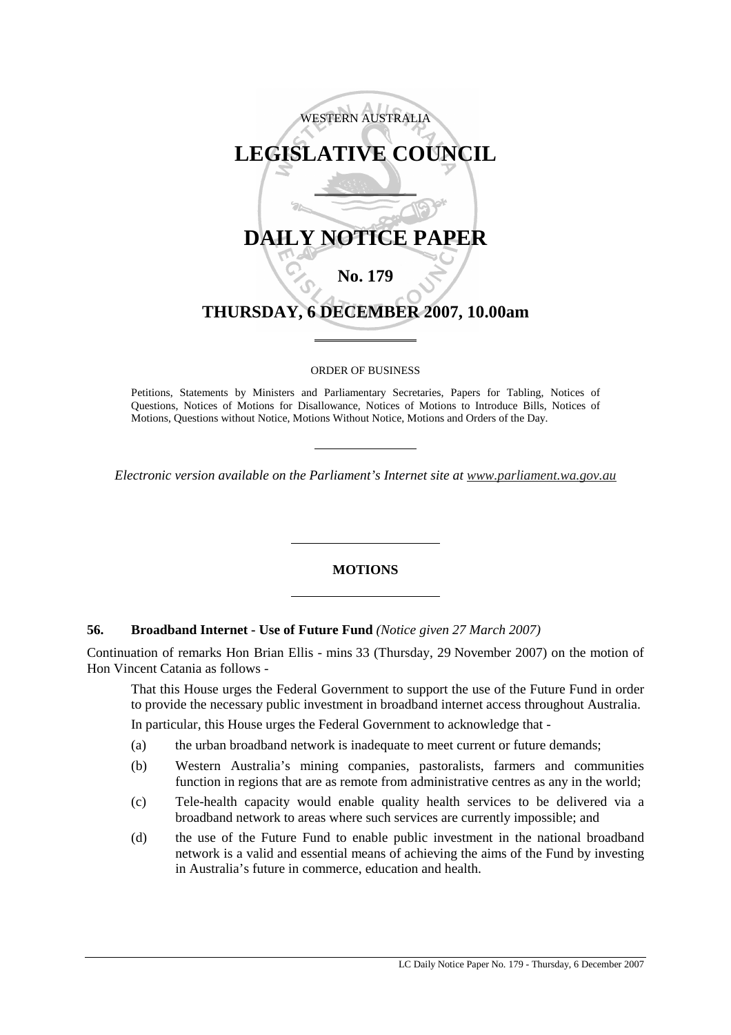WESTERN AUSTRALIA

# LEGISLATIVE COUNCIL

# DAILY NOTICE PAPER

## No. 179

## THURSDAY, 6 DECEMBER 2007, 10.00am

ORDER OF BUSINESS

Petitions, Statements by Ministers and Parliamentary Secretaries, Papers for Tabling, Notices of Questions, Notices of Motions for Disallowance, Notices of Motions to Introduce Bills, Notices of Motions, Questions without Notice, Motions Without Notice, Motions and Orders of the Day.

*Electronic version available on the Parliament's Internet site at www.parliament.wa.gov.au*

## MOTIONS

**56. Broadband Internet - Use of Future Fund** *(Notice given 27 March 2007)*

Continuation of remarks Hon Brian Ellis - mins 33 (Thursday, 29 November 2007) on the motion of Hon Vincent Catania as follows -

> That this House urges the Federal Government to support the use of the Future Fund in order to provide the necessary public investment in broadband internet access throughout Australia.
>
> In particular, this House urges the Federal Government to acknowledge that -
>
> (a) the urban broadband network is inadequate to meet current or future demands;
>
> (b) Western Australia's mining companies, pastoralists, farmers and communities function in regions that are as remote from administrative centres as any in the world;
>
> (c) Tele-health capacity would enable quality health services to be delivered via a broadband network to areas where such services are currently impossible; and
>
> (d) the use of the Future Fund to enable public investment in the national broadband network is a valid and essential means of achieving the aims of the Fund by investing in Australia's future in commerce, education and health.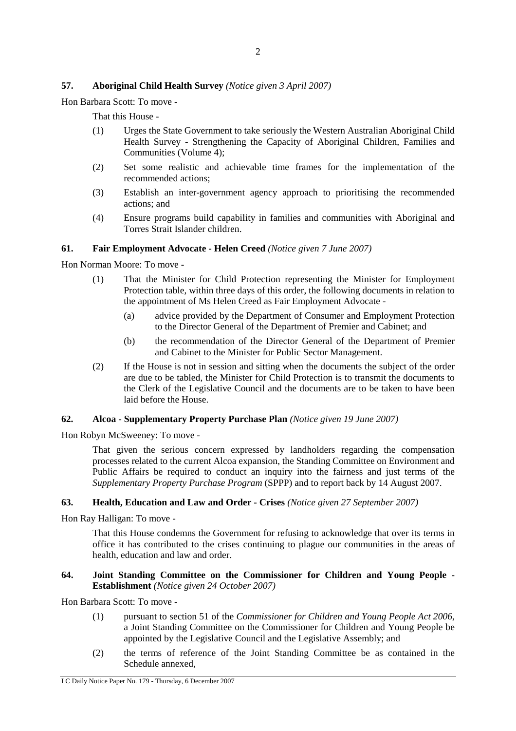**57. Aboriginal Child Health Survey** *(Notice given 3 April 2007)*

Hon Barbara Scott: To move -

That this House -

(1) Urges the State Government to take seriously the Western Australian Aboriginal Child Health Survey - Strengthening the Capacity of Aboriginal Children, Families and Communities (Volume 4);

(2) Set some realistic and achievable time frames for the implementation of the recommended actions;

(3) Establish an inter-government agency approach to prioritising the recommended actions; and

(4) Ensure programs build capability in families and communities with Aboriginal and Torres Strait Islander children.

**61. Fair Employment Advocate - Helen Creed** *(Notice given 7 June 2007)*

Hon Norman Moore: To move -

(1) That the Minister for Child Protection representing the Minister for Employment Protection table, within three days of this order, the following documents in relation to the appointment of Ms Helen Creed as Fair Employment Advocate -

(a) advice provided by the Department of Consumer and Employment Protection to the Director General of the Department of Premier and Cabinet; and

(b) the recommendation of the Director General of the Department of Premier and Cabinet to the Minister for Public Sector Management.

(2) If the House is not in session and sitting when the documents the subject of the order are due to be tabled, the Minister for Child Protection is to transmit the documents to the Clerk of the Legislative Council and the documents are to be taken to have been laid before the House.

**62. Alcoa - Supplementary Property Purchase Plan** *(Notice given 19 June 2007)*

Hon Robyn McSweeney: To move -

That given the serious concern expressed by landholders regarding the compensation processes related to the current Alcoa expansion, the Standing Committee on Environment and Public Affairs be required to conduct an inquiry into the fairness and just terms of the *Supplementary Property Purchase Program* (SPPP) and to report back by 14 August 2007.

**63. Health, Education and Law and Order - Crises** *(Notice given 27 September 2007)*

Hon Ray Halligan: To move -

That this House condemns the Government for refusing to acknowledge that over its terms in office it has contributed to the crises continuing to plague our communities in the areas of health, education and law and order.

**64. Joint Standing Committee on the Commissioner for Children and Young People - Establishment** *(Notice given 24 October 2007)*

Hon Barbara Scott: To move -

(1) pursuant to section 51 of the *Commissioner for Children and Young People Act 2006*, a Joint Standing Committee on the Commissioner for Children and Young People be appointed by the Legislative Council and the Legislative Assembly; and

(2) the terms of reference of the Joint Standing Committee be as contained in the Schedule annexed,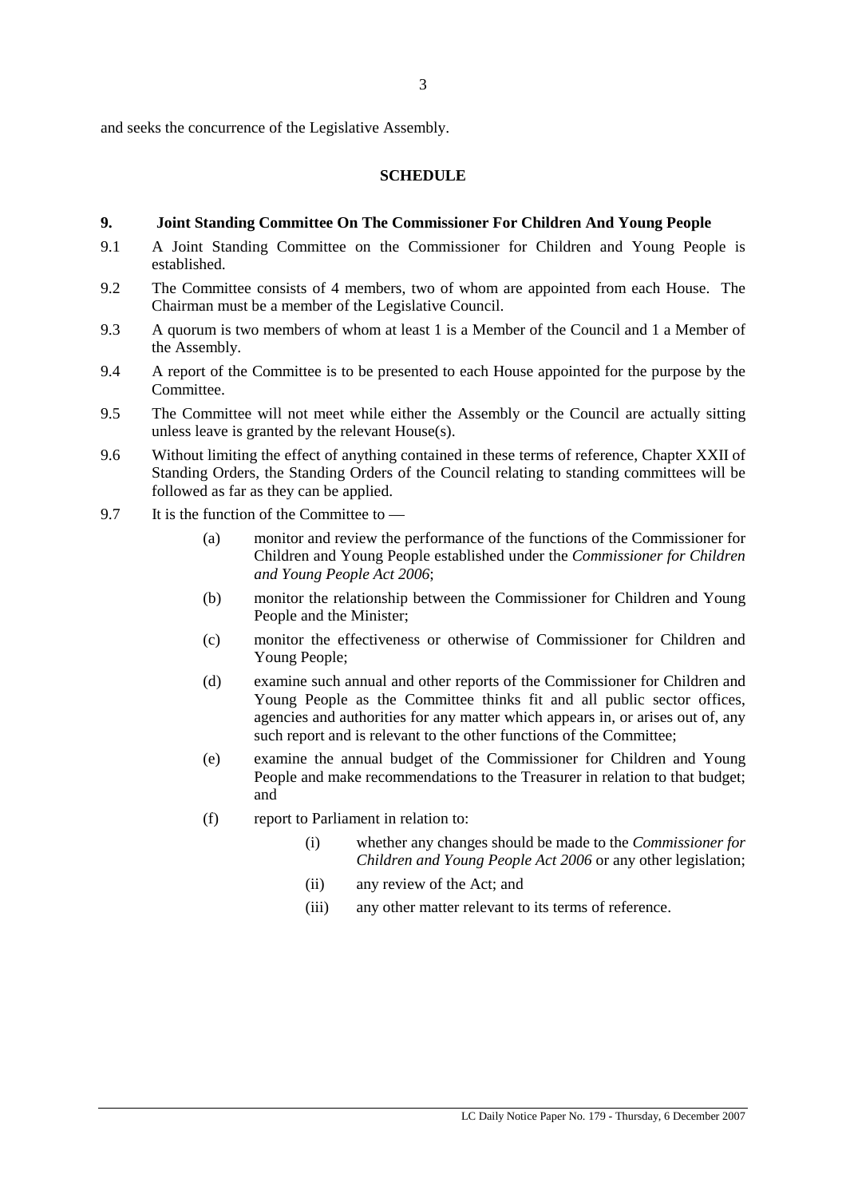and seeks the concurrence of the Legislative Assembly.

**SCHEDULE**

**9. Joint Standing Committee On The Commissioner For Children And Young People**

9.1 A Joint Standing Committee on the Commissioner for Children and Young People is established.

9.2 The Committee consists of 4 members, two of whom are appointed from each House. The Chairman must be a member of the Legislative Council.

9.3 A quorum is two members of whom at least 1 is a Member of the Council and 1 a Member of the Assembly.

9.4 A report of the Committee is to be presented to each House appointed for the purpose by the Committee.

9.5 The Committee will not meet while either the Assembly or the Council are actually sitting unless leave is granted by the relevant House(s).

9.6 Without limiting the effect of anything contained in these terms of reference, Chapter XXII of Standing Orders, the Standing Orders of the Council relating to standing committees will be followed as far as they can be applied.

9.7 It is the function of the Committee to —

(a) monitor and review the performance of the functions of the Commissioner for Children and Young People established under the *Commissioner for Children and Young People Act 2006*;

(b) monitor the relationship between the Commissioner for Children and Young People and the Minister;

(c) monitor the effectiveness or otherwise of Commissioner for Children and Young People;

(d) examine such annual and other reports of the Commissioner for Children and Young People as the Committee thinks fit and all public sector offices, agencies and authorities for any matter which appears in, or arises out of, any such report and is relevant to the other functions of the Committee;

(e) examine the annual budget of the Commissioner for Children and Young People and make recommendations to the Treasurer in relation to that budget; and

(f) report to Parliament in relation to:

(i) whether any changes should be made to the *Commissioner for Children and Young People Act 2006* or any other legislation;

(ii) any review of the Act; and

(iii) any other matter relevant to its terms of reference.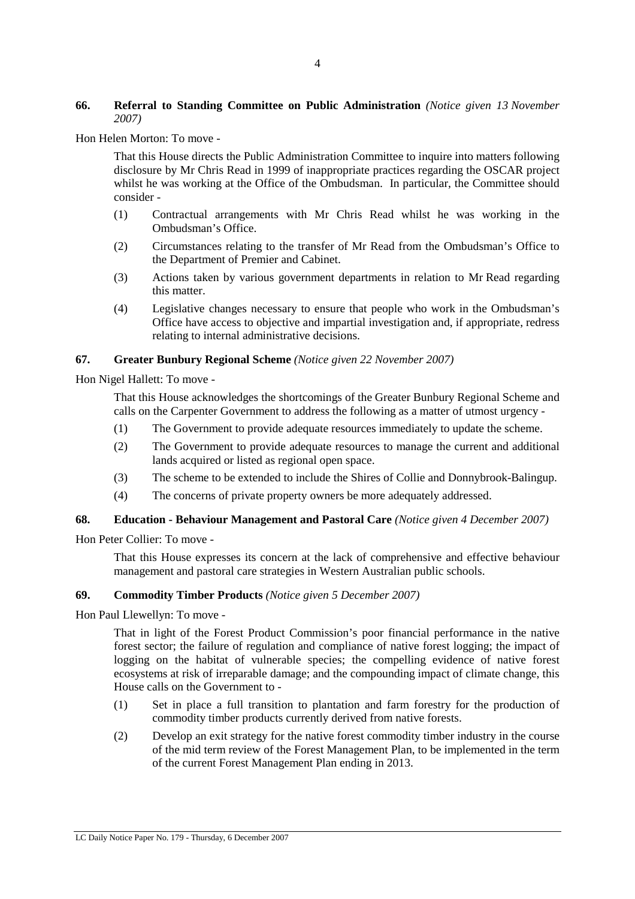**66. Referral to Standing Committee on Public Administration** *(Notice given 13 November 2007)*

Hon Helen Morton: To move -

That this House directs the Public Administration Committee to inquire into matters following disclosure by Mr Chris Read in 1999 of inappropriate practices regarding the OSCAR project whilst he was working at the Office of the Ombudsman. In particular, the Committee should consider -

(1) Contractual arrangements with Mr Chris Read whilst he was working in the Ombudsman's Office.

(2) Circumstances relating to the transfer of Mr Read from the Ombudsman's Office to the Department of Premier and Cabinet.

(3) Actions taken by various government departments in relation to Mr Read regarding this matter.

(4) Legislative changes necessary to ensure that people who work in the Ombudsman's Office have access to objective and impartial investigation and, if appropriate, redress relating to internal administrative decisions.

**67. Greater Bunbury Regional Scheme** *(Notice given 22 November 2007)*

Hon Nigel Hallett: To move -

That this House acknowledges the shortcomings of the Greater Bunbury Regional Scheme and calls on the Carpenter Government to address the following as a matter of utmost urgency -

(1) The Government to provide adequate resources immediately to update the scheme.

(2) The Government to provide adequate resources to manage the current and additional lands acquired or listed as regional open space.

(3) The scheme to be extended to include the Shires of Collie and Donnybrook-Balingup.

(4) The concerns of private property owners be more adequately addressed.

**68. Education - Behaviour Management and Pastoral Care** *(Notice given 4 December 2007)*

Hon Peter Collier: To move -

That this House expresses its concern at the lack of comprehensive and effective behaviour management and pastoral care strategies in Western Australian public schools.

**69. Commodity Timber Products** *(Notice given 5 December 2007)*

Hon Paul Llewellyn: To move -

That in light of the Forest Product Commission's poor financial performance in the native forest sector; the failure of regulation and compliance of native forest logging; the impact of logging on the habitat of vulnerable species; the compelling evidence of native forest ecosystems at risk of irreparable damage; and the compounding impact of climate change, this House calls on the Government to -

(1) Set in place a full transition to plantation and farm forestry for the production of commodity timber products currently derived from native forests.

(2) Develop an exit strategy for the native forest commodity timber industry in the course of the mid term review of the Forest Management Plan, to be implemented in the term of the current Forest Management Plan ending in 2013.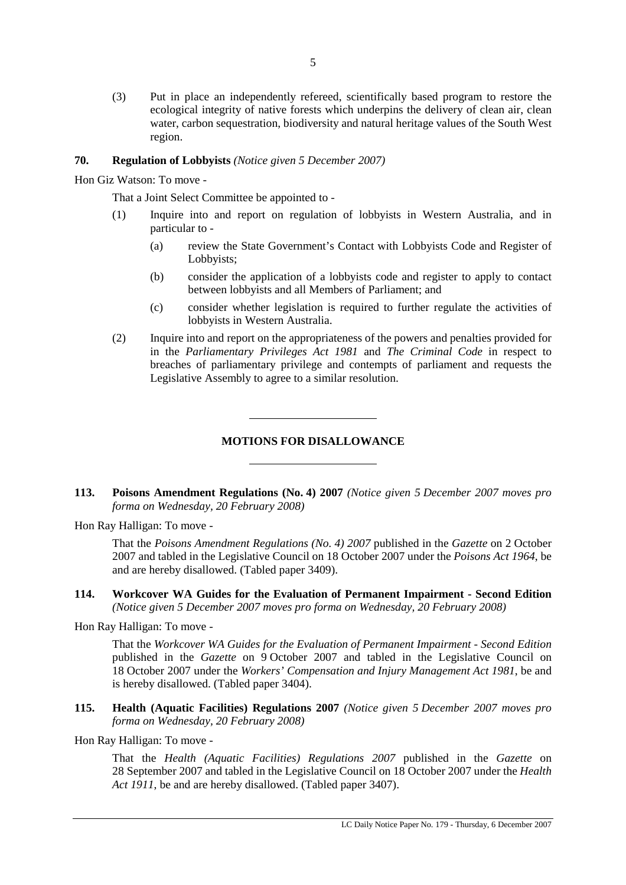(3) Put in place an independently refereed, scientifically based program to restore the ecological integrity of native forests which underpins the delivery of clean air, clean water, carbon sequestration, biodiversity and natural heritage values of the South West region.

**70. Regulation of Lobbyists** *(Notice given 5 December 2007)*

Hon Giz Watson: To move -

That a Joint Select Committee be appointed to -

(1) Inquire into and report on regulation of lobbyists in Western Australia, and in particular to -

(a) review the State Government's Contact with Lobbyists Code and Register of Lobbyists;

(b) consider the application of a lobbyists code and register to apply to contact between lobbyists and all Members of Parliament; and

(c) consider whether legislation is required to further regulate the activities of lobbyists in Western Australia.

(2) Inquire into and report on the appropriateness of the powers and penalties provided for in the *Parliamentary Privileges Act 1981* and *The Criminal Code* in respect to breaches of parliamentary privilege and contempts of parliament and requests the Legislative Assembly to agree to a similar resolution.

## MOTIONS FOR DISALLOWANCE

**113. Poisons Amendment Regulations (No. 4) 2007** *(Notice given 5 December 2007 moves pro forma on Wednesday, 20 February 2008)*

Hon Ray Halligan: To move -

That the *Poisons Amendment Regulations (No. 4) 2007* published in the *Gazette* on 2 October 2007 and tabled in the Legislative Council on 18 October 2007 under the *Poisons Act 1964*, be and are hereby disallowed. (Tabled paper 3409).

**114. Workcover WA Guides for the Evaluation of Permanent Impairment - Second Edition** *(Notice given 5 December 2007 moves pro forma on Wednesday, 20 February 2008)*

Hon Ray Halligan: To move -

That the *Workcover WA Guides for the Evaluation of Permanent Impairment - Second Edition* published in the *Gazette* on 9 October 2007 and tabled in the Legislative Council on 18 October 2007 under the *Workers' Compensation and Injury Management Act 1981*, be and is hereby disallowed. (Tabled paper 3404).

**115. Health (Aquatic Facilities) Regulations 2007** *(Notice given 5 December 2007 moves pro forma on Wednesday, 20 February 2008)*

Hon Ray Halligan: To move -

That the *Health (Aquatic Facilities) Regulations 2007* published in the *Gazette* on 28 September 2007 and tabled in the Legislative Council on 18 October 2007 under the *Health Act 1911*, be and are hereby disallowed. (Tabled paper 3407).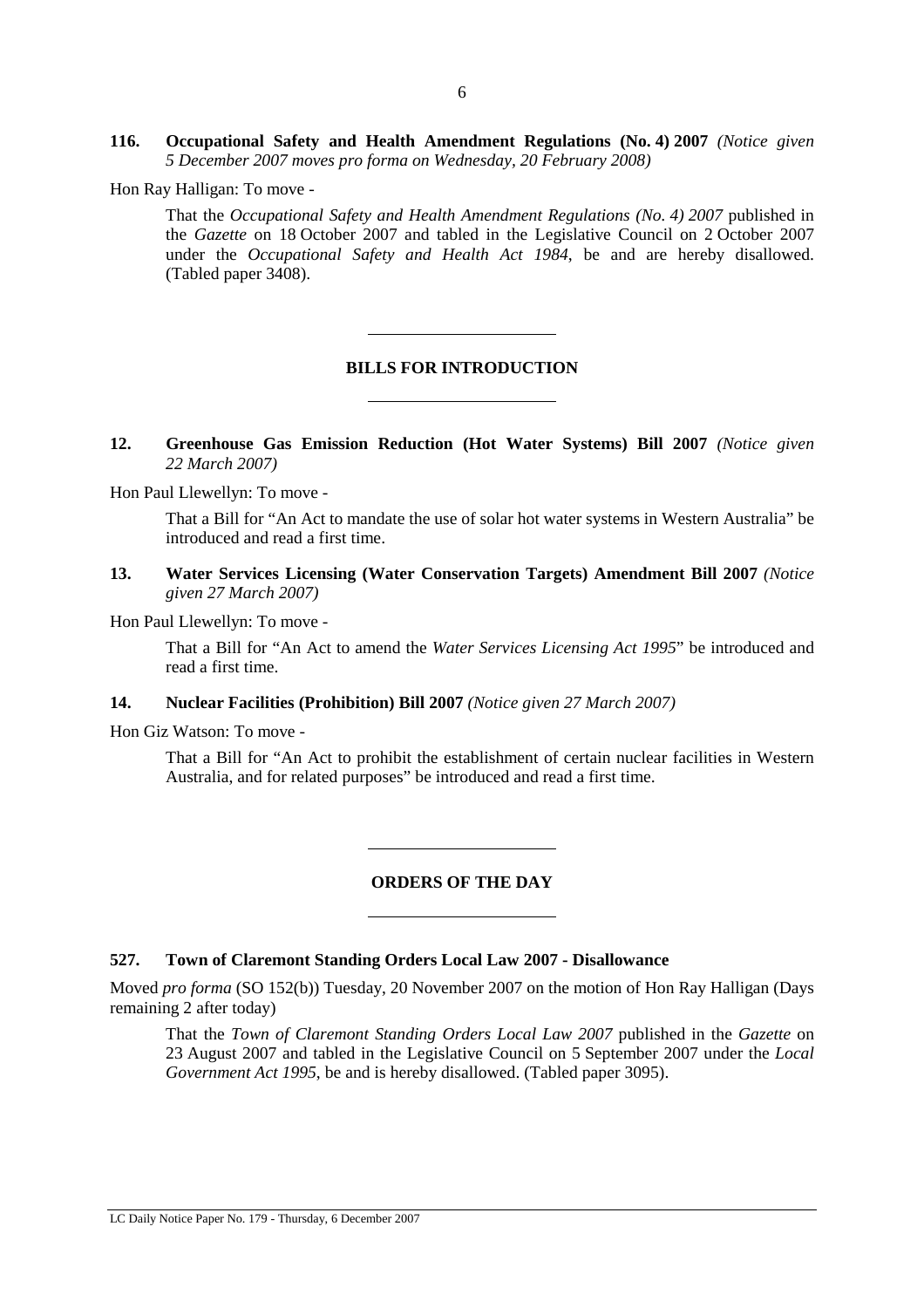**116. Occupational Safety and Health Amendment Regulations (No. 4) 2007** *(Notice given 5 December 2007 moves pro forma on Wednesday, 20 February 2008)*

Hon Ray Halligan: To move -

> That the *Occupational Safety and Health Amendment Regulations (No. 4) 2007* published in the *Gazette* on 18 October 2007 and tabled in the Legislative Council on 2 October 2007 under the *Occupational Safety and Health Act 1984*, be and are hereby disallowed. (Tabled paper 3408).

---

## BILLS FOR INTRODUCTION

---

**12. Greenhouse Gas Emission Reduction (Hot Water Systems) Bill 2007** *(Notice given 22 March 2007)*

Hon Paul Llewellyn: To move -

> That a Bill for "An Act to mandate the use of solar hot water systems in Western Australia" be introduced and read a first time.

**13. Water Services Licensing (Water Conservation Targets) Amendment Bill 2007** *(Notice given 27 March 2007)*

Hon Paul Llewellyn: To move -

> That a Bill for "An Act to amend the *Water Services Licensing Act 1995*" be introduced and read a first time.

**14. Nuclear Facilities (Prohibition) Bill 2007** *(Notice given 27 March 2007)*

Hon Giz Watson: To move -

> That a Bill for "An Act to prohibit the establishment of certain nuclear facilities in Western Australia, and for related purposes" be introduced and read a first time.

---

## ORDERS OF THE DAY

---

**527. Town of Claremont Standing Orders Local Law 2007 - Disallowance**

Moved *pro forma* (SO 152(b)) Tuesday, 20 November 2007 on the motion of Hon Ray Halligan (Days remaining 2 after today)

> That the *Town of Claremont Standing Orders Local Law 2007* published in the *Gazette* on 23 August 2007 and tabled in the Legislative Council on 5 September 2007 under the *Local Government Act 1995*, be and is hereby disallowed. (Tabled paper 3095).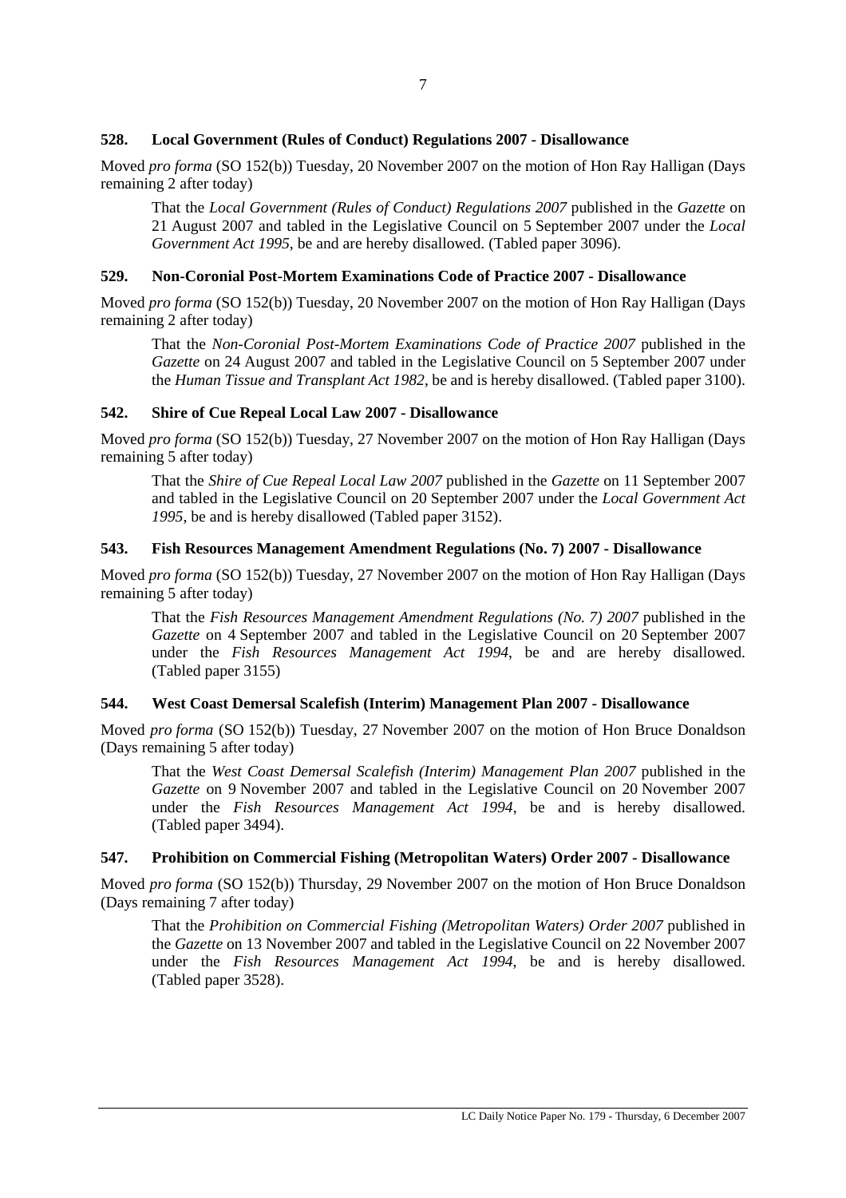**528. Local Government (Rules of Conduct) Regulations 2007 - Disallowance**

Moved *pro forma* (SO 152(b)) Tuesday, 20 November 2007 on the motion of Hon Ray Halligan (Days remaining 2 after today)

> That the *Local Government (Rules of Conduct) Regulations 2007* published in the *Gazette* on 21 August 2007 and tabled in the Legislative Council on 5 September 2007 under the *Local Government Act 1995*, be and are hereby disallowed. (Tabled paper 3096).

**529. Non-Coronial Post-Mortem Examinations Code of Practice 2007 - Disallowance**

Moved *pro forma* (SO 152(b)) Tuesday, 20 November 2007 on the motion of Hon Ray Halligan (Days remaining 2 after today)

> That the *Non-Coronial Post-Mortem Examinations Code of Practice 2007* published in the *Gazette* on 24 August 2007 and tabled in the Legislative Council on 5 September 2007 under the *Human Tissue and Transplant Act 1982*, be and is hereby disallowed. (Tabled paper 3100).

**542. Shire of Cue Repeal Local Law 2007 - Disallowance**

Moved *pro forma* (SO 152(b)) Tuesday, 27 November 2007 on the motion of Hon Ray Halligan (Days remaining 5 after today)

> That the *Shire of Cue Repeal Local Law 2007* published in the *Gazette* on 11 September 2007 and tabled in the Legislative Council on 20 September 2007 under the *Local Government Act 1995*, be and is hereby disallowed (Tabled paper 3152).

**543. Fish Resources Management Amendment Regulations (No. 7) 2007 - Disallowance**

Moved *pro forma* (SO 152(b)) Tuesday, 27 November 2007 on the motion of Hon Ray Halligan (Days remaining 5 after today)

> That the *Fish Resources Management Amendment Regulations (No. 7) 2007* published in the *Gazette* on 4 September 2007 and tabled in the Legislative Council on 20 September 2007 under the *Fish Resources Management Act 1994*, be and are hereby disallowed. (Tabled paper 3155)

**544. West Coast Demersal Scalefish (Interim) Management Plan 2007 - Disallowance**

Moved *pro forma* (SO 152(b)) Tuesday, 27 November 2007 on the motion of Hon Bruce Donaldson (Days remaining 5 after today)

> That the *West Coast Demersal Scalefish (Interim) Management Plan 2007* published in the *Gazette* on 9 November 2007 and tabled in the Legislative Council on 20 November 2007 under the *Fish Resources Management Act 1994*, be and is hereby disallowed. (Tabled paper 3494).

**547. Prohibition on Commercial Fishing (Metropolitan Waters) Order 2007 - Disallowance**

Moved *pro forma* (SO 152(b)) Thursday, 29 November 2007 on the motion of Hon Bruce Donaldson (Days remaining 7 after today)

> That the *Prohibition on Commercial Fishing (Metropolitan Waters) Order 2007* published in the *Gazette* on 13 November 2007 and tabled in the Legislative Council on 22 November 2007 under the *Fish Resources Management Act 1994*, be and is hereby disallowed. (Tabled paper 3528).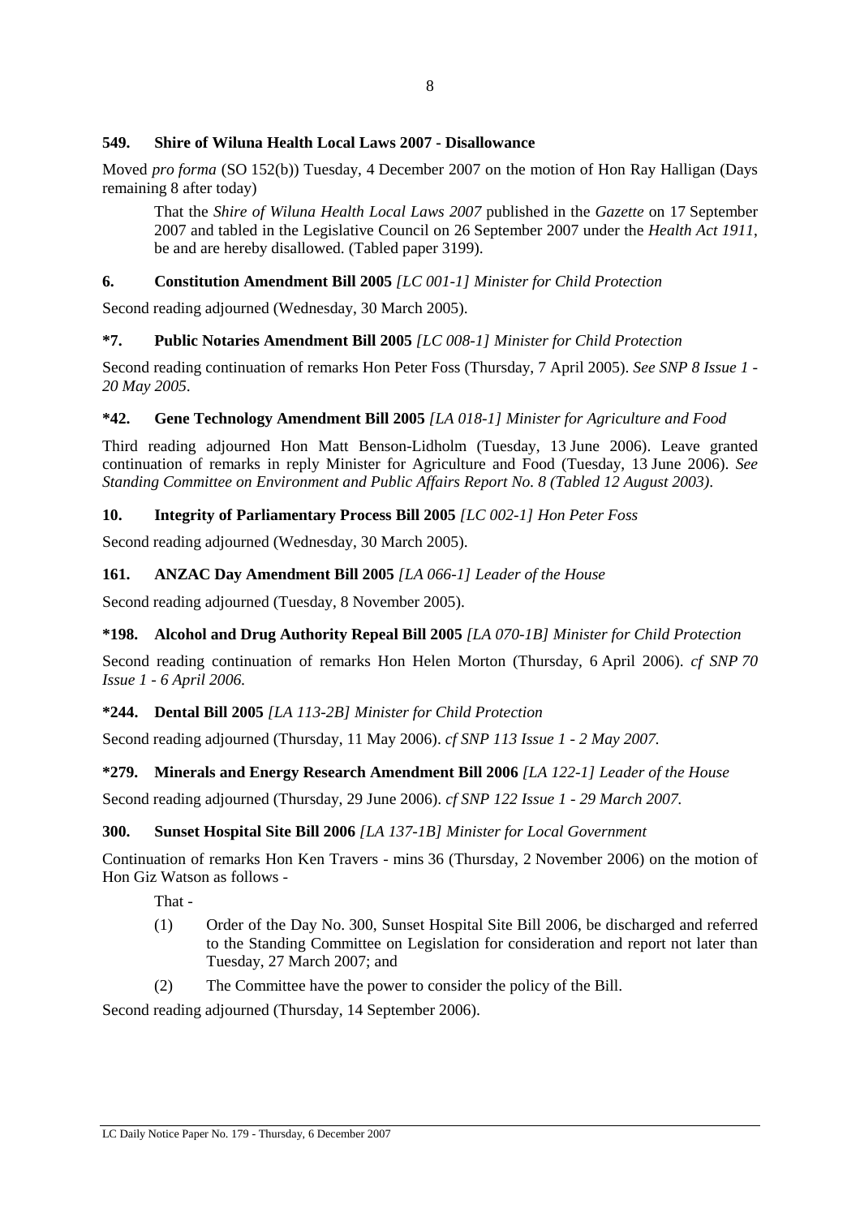**549. Shire of Wiluna Health Local Laws 2007 - Disallowance**

Moved *pro forma* (SO 152(b)) Tuesday, 4 December 2007 on the motion of Hon Ray Halligan (Days remaining 8 after today)

> That the *Shire of Wiluna Health Local Laws 2007* published in the *Gazette* on 17 September 2007 and tabled in the Legislative Council on 26 September 2007 under the *Health Act 1911*, be and are hereby disallowed. (Tabled paper 3199).

**6. Constitution Amendment Bill 2005** *[LC 001-1] Minister for Child Protection*

Second reading adjourned (Wednesday, 30 March 2005).

**\*7. Public Notaries Amendment Bill 2005** *[LC 008-1] Minister for Child Protection*

Second reading continuation of remarks Hon Peter Foss (Thursday, 7 April 2005). *See SNP 8 Issue 1 - 20 May 2005*.

**\*42. Gene Technology Amendment Bill 2005** *[LA 018-1] Minister for Agriculture and Food*

Third reading adjourned Hon Matt Benson-Lidholm (Tuesday, 13 June 2006). Leave granted continuation of remarks in reply Minister for Agriculture and Food (Tuesday, 13 June 2006). *See Standing Committee on Environment and Public Affairs Report No. 8 (Tabled 12 August 2003)*.

**10. Integrity of Parliamentary Process Bill 2005** *[LC 002-1] Hon Peter Foss*

Second reading adjourned (Wednesday, 30 March 2005).

**161. ANZAC Day Amendment Bill 2005** *[LA 066-1] Leader of the House*

Second reading adjourned (Tuesday, 8 November 2005).

**\*198. Alcohol and Drug Authority Repeal Bill 2005** *[LA 070-1B] Minister for Child Protection*

Second reading continuation of remarks Hon Helen Morton (Thursday, 6 April 2006). *cf SNP 70 Issue 1 - 6 April 2006.*

**\*244. Dental Bill 2005** *[LA 113-2B] Minister for Child Protection*

Second reading adjourned (Thursday, 11 May 2006). *cf SNP 113 Issue 1 - 2 May 2007.*

**\*279. Minerals and Energy Research Amendment Bill 2006** *[LA 122-1] Leader of the House*

Second reading adjourned (Thursday, 29 June 2006). *cf SNP 122 Issue 1 - 29 March 2007.*

**300. Sunset Hospital Site Bill 2006** *[LA 137-1B] Minister for Local Government*

Continuation of remarks Hon Ken Travers - mins 36 (Thursday, 2 November 2006) on the motion of Hon Giz Watson as follows -

> That -
>
> (1) Order of the Day No. 300, Sunset Hospital Site Bill 2006, be discharged and referred to the Standing Committee on Legislation for consideration and report not later than Tuesday, 27 March 2007; and
>
> (2) The Committee have the power to consider the policy of the Bill.

Second reading adjourned (Thursday, 14 September 2006).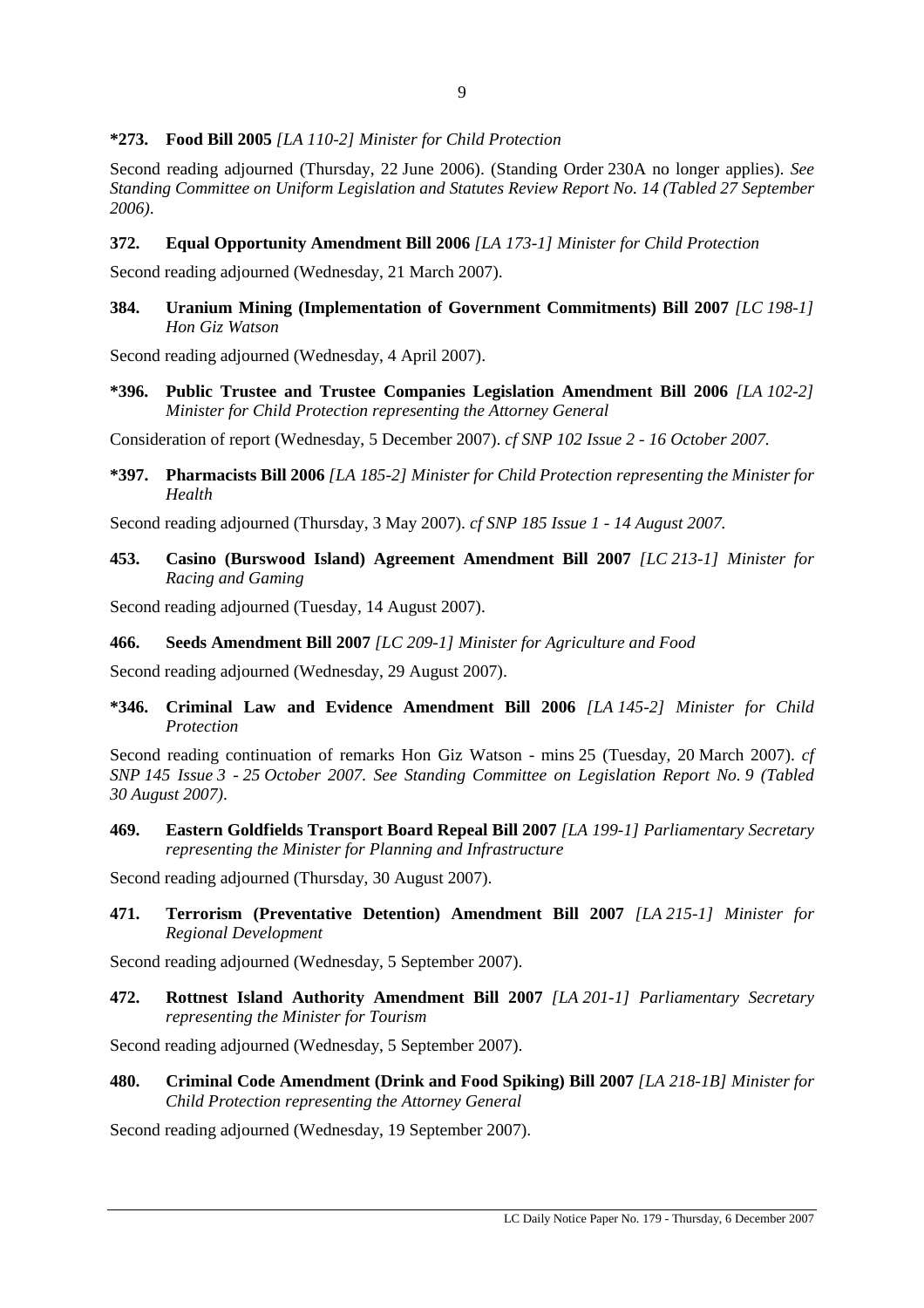**\*273. Food Bill 2005** *[LA 110-2] Minister for Child Protection*

Second reading adjourned (Thursday, 22 June 2006). (Standing Order 230A no longer applies). *See Standing Committee on Uniform Legislation and Statutes Review Report No. 14 (Tabled 27 September 2006).*

**372. Equal Opportunity Amendment Bill 2006** *[LA 173-1] Minister for Child Protection*

Second reading adjourned (Wednesday, 21 March 2007).

**384. Uranium Mining (Implementation of Government Commitments) Bill 2007** *[LC 198-1] Hon Giz Watson*

Second reading adjourned (Wednesday, 4 April 2007).

**\*396. Public Trustee and Trustee Companies Legislation Amendment Bill 2006** *[LA 102-2] Minister for Child Protection representing the Attorney General*

Consideration of report (Wednesday, 5 December 2007). *cf SNP 102 Issue 2 - 16 October 2007.*

**\*397. Pharmacists Bill 2006** *[LA 185-2] Minister for Child Protection representing the Minister for Health*

Second reading adjourned (Thursday, 3 May 2007). *cf SNP 185 Issue 1 - 14 August 2007.*

**453. Casino (Burswood Island) Agreement Amendment Bill 2007** *[LC 213-1] Minister for Racing and Gaming*

Second reading adjourned (Tuesday, 14 August 2007).

**466. Seeds Amendment Bill 2007** *[LC 209-1] Minister for Agriculture and Food*

Second reading adjourned (Wednesday, 29 August 2007).

**\*346. Criminal Law and Evidence Amendment Bill 2006** *[LA 145-2] Minister for Child Protection*

Second reading continuation of remarks Hon Giz Watson - mins 25 (Tuesday, 20 March 2007). *cf SNP 145 Issue 3 - 25 October 2007. See Standing Committee on Legislation Report No. 9 (Tabled 30 August 2007).*

**469. Eastern Goldfields Transport Board Repeal Bill 2007** *[LA 199-1] Parliamentary Secretary representing the Minister for Planning and Infrastructure*

Second reading adjourned (Thursday, 30 August 2007).

**471. Terrorism (Preventative Detention) Amendment Bill 2007** *[LA 215-1] Minister for Regional Development*

Second reading adjourned (Wednesday, 5 September 2007).

**472. Rottnest Island Authority Amendment Bill 2007** *[LA 201-1] Parliamentary Secretary representing the Minister for Tourism*

Second reading adjourned (Wednesday, 5 September 2007).

**480. Criminal Code Amendment (Drink and Food Spiking) Bill 2007** *[LA 218-1B] Minister for Child Protection representing the Attorney General*

Second reading adjourned (Wednesday, 19 September 2007).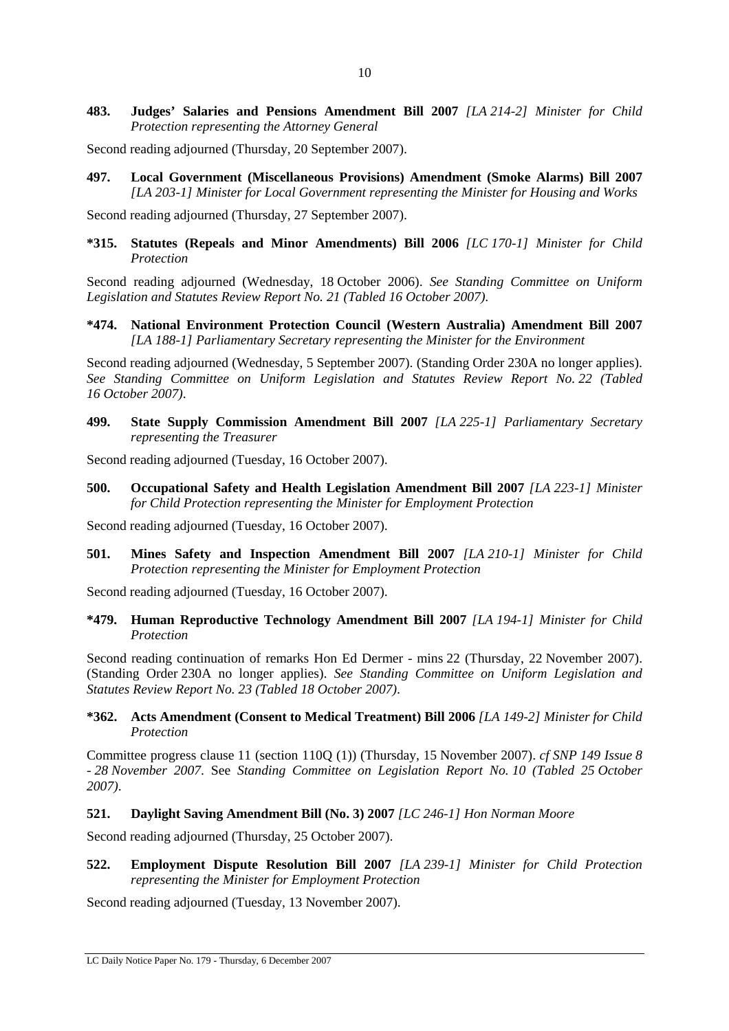**483. Judges' Salaries and Pensions Amendment Bill 2007** *[LA 214-2] Minister for Child Protection representing the Attorney General*

Second reading adjourned (Thursday, 20 September 2007).

**497. Local Government (Miscellaneous Provisions) Amendment (Smoke Alarms) Bill 2007** *[LA 203-1] Minister for Local Government representing the Minister for Housing and Works*

Second reading adjourned (Thursday, 27 September 2007).

**\*315. Statutes (Repeals and Minor Amendments) Bill 2006** *[LC 170-1] Minister for Child Protection*

Second reading adjourned (Wednesday, 18 October 2006). *See Standing Committee on Uniform Legislation and Statutes Review Report No. 21 (Tabled 16 October 2007).*

**\*474. National Environment Protection Council (Western Australia) Amendment Bill 2007** *[LA 188-1] Parliamentary Secretary representing the Minister for the Environment*

Second reading adjourned (Wednesday, 5 September 2007). (Standing Order 230A no longer applies). *See Standing Committee on Uniform Legislation and Statutes Review Report No. 22 (Tabled 16 October 2007).*

**499. State Supply Commission Amendment Bill 2007** *[LA 225-1] Parliamentary Secretary representing the Treasurer*

Second reading adjourned (Tuesday, 16 October 2007).

**500. Occupational Safety and Health Legislation Amendment Bill 2007** *[LA 223-1] Minister for Child Protection representing the Minister for Employment Protection*

Second reading adjourned (Tuesday, 16 October 2007).

**501. Mines Safety and Inspection Amendment Bill 2007** *[LA 210-1] Minister for Child Protection representing the Minister for Employment Protection*

Second reading adjourned (Tuesday, 16 October 2007).

**\*479. Human Reproductive Technology Amendment Bill 2007** *[LA 194-1] Minister for Child Protection*

Second reading continuation of remarks Hon Ed Dermer - mins 22 (Thursday, 22 November 2007). (Standing Order 230A no longer applies). *See Standing Committee on Uniform Legislation and Statutes Review Report No. 23 (Tabled 18 October 2007).*

**\*362. Acts Amendment (Consent to Medical Treatment) Bill 2006** *[LA 149-2] Minister for Child Protection*

Committee progress clause 11 (section 110Q (1)) (Thursday, 15 November 2007). *cf SNP 149 Issue 8 - 28 November 2007.* See *Standing Committee on Legislation Report No. 10 (Tabled 25 October 2007).*

**521. Daylight Saving Amendment Bill (No. 3) 2007** *[LC 246-1] Hon Norman Moore*

Second reading adjourned (Thursday, 25 October 2007).

**522. Employment Dispute Resolution Bill 2007** *[LA 239-1] Minister for Child Protection representing the Minister for Employment Protection*

Second reading adjourned (Tuesday, 13 November 2007).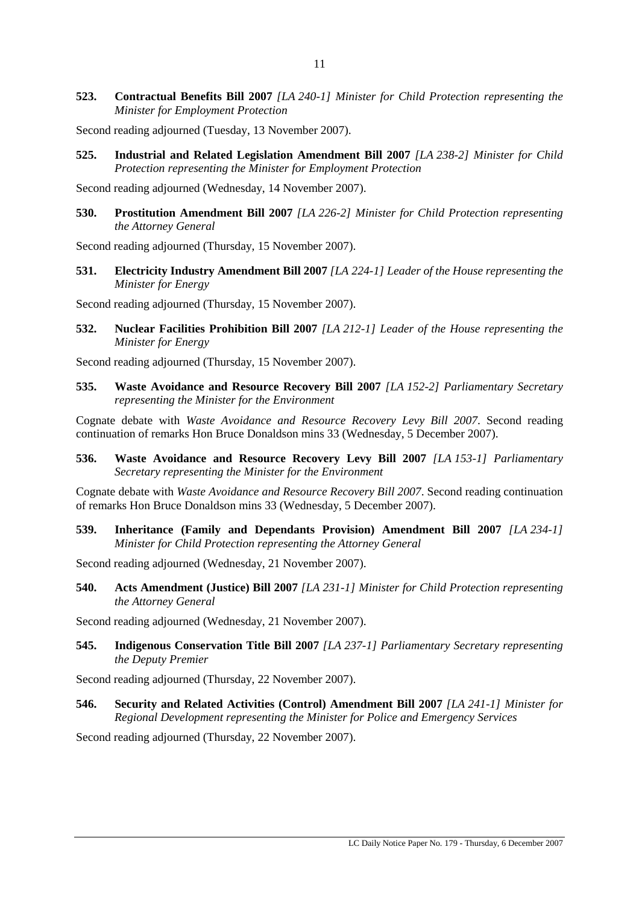**523.** **Contractual Benefits Bill 2007** *[LA 240-1] Minister for Child Protection representing the Minister for Employment Protection*

Second reading adjourned (Tuesday, 13 November 2007).

**525.** **Industrial and Related Legislation Amendment Bill 2007** *[LA 238-2] Minister for Child Protection representing the Minister for Employment Protection*

Second reading adjourned (Wednesday, 14 November 2007).

**530.** **Prostitution Amendment Bill 2007** *[LA 226-2] Minister for Child Protection representing the Attorney General*

Second reading adjourned (Thursday, 15 November 2007).

**531.** **Electricity Industry Amendment Bill 2007** *[LA 224-1] Leader of the House representing the Minister for Energy*

Second reading adjourned (Thursday, 15 November 2007).

**532.** **Nuclear Facilities Prohibition Bill 2007** *[LA 212-1] Leader of the House representing the Minister for Energy*

Second reading adjourned (Thursday, 15 November 2007).

**535.** **Waste Avoidance and Resource Recovery Bill 2007** *[LA 152-2] Parliamentary Secretary representing the Minister for the Environment*

Cognate debate with *Waste Avoidance and Resource Recovery Levy Bill 2007*. Second reading continuation of remarks Hon Bruce Donaldson mins 33 (Wednesday, 5 December 2007).

**536.** **Waste Avoidance and Resource Recovery Levy Bill 2007** *[LA 153-1] Parliamentary Secretary representing the Minister for the Environment*

Cognate debate with *Waste Avoidance and Resource Recovery Bill 2007*. Second reading continuation of remarks Hon Bruce Donaldson mins 33 (Wednesday, 5 December 2007).

**539.** **Inheritance (Family and Dependants Provision) Amendment Bill 2007** *[LA 234-1] Minister for Child Protection representing the Attorney General*

Second reading adjourned (Wednesday, 21 November 2007).

**540.** **Acts Amendment (Justice) Bill 2007** *[LA 231-1] Minister for Child Protection representing the Attorney General*

Second reading adjourned (Wednesday, 21 November 2007).

**545.** **Indigenous Conservation Title Bill 2007** *[LA 237-1] Parliamentary Secretary representing the Deputy Premier*

Second reading adjourned (Thursday, 22 November 2007).

**546.** **Security and Related Activities (Control) Amendment Bill 2007** *[LA 241-1] Minister for Regional Development representing the Minister for Police and Emergency Services*

Second reading adjourned (Thursday, 22 November 2007).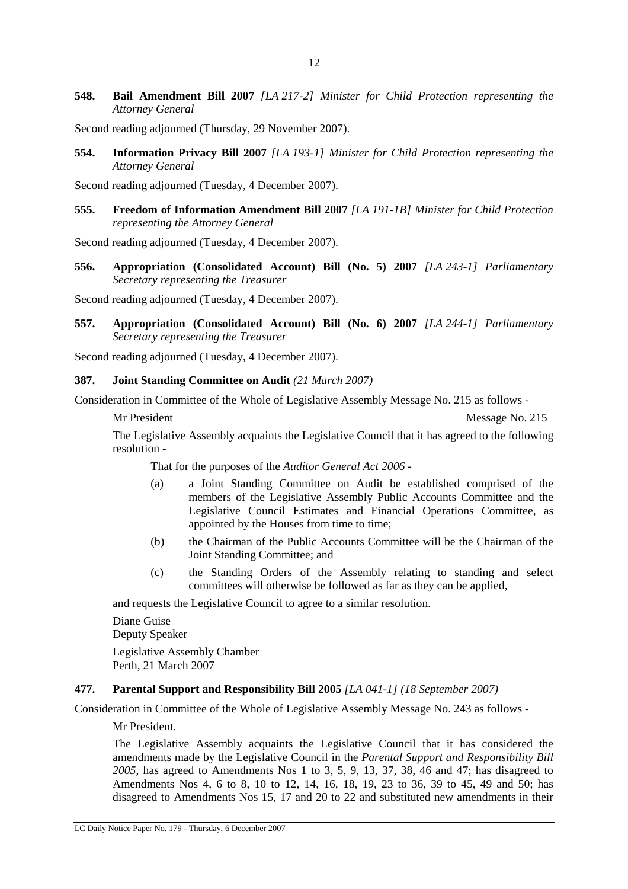**548. Bail Amendment Bill 2007** *[LA 217-2] Minister for Child Protection representing the Attorney General*

Second reading adjourned (Thursday, 29 November 2007).

**554. Information Privacy Bill 2007** *[LA 193-1] Minister for Child Protection representing the Attorney General*

Second reading adjourned (Tuesday, 4 December 2007).

**555. Freedom of Information Amendment Bill 2007** *[LA 191-1B] Minister for Child Protection representing the Attorney General*

Second reading adjourned (Tuesday, 4 December 2007).

**556. Appropriation (Consolidated Account) Bill (No. 5) 2007** *[LA 243-1] Parliamentary Secretary representing the Treasurer*

Second reading adjourned (Tuesday, 4 December 2007).

**557. Appropriation (Consolidated Account) Bill (No. 6) 2007** *[LA 244-1] Parliamentary Secretary representing the Treasurer*

Second reading adjourned (Tuesday, 4 December 2007).

**387. Joint Standing Committee on Audit** *(21 March 2007)*

Consideration in Committee of the Whole of Legislative Assembly Message No. 215 as follows -

Mr President                                                                                    Message No. 215

The Legislative Assembly acquaints the Legislative Council that it has agreed to the following resolution -

That for the purposes of the *Auditor General Act 2006* -

(a) a Joint Standing Committee on Audit be established comprised of the members of the Legislative Assembly Public Accounts Committee and the Legislative Council Estimates and Financial Operations Committee, as appointed by the Houses from time to time;

(b) the Chairman of the Public Accounts Committee will be the Chairman of the Joint Standing Committee; and

(c) the Standing Orders of the Assembly relating to standing and select committees will otherwise be followed as far as they can be applied,

and requests the Legislative Council to agree to a similar resolution.

Diane Guise
Deputy Speaker

Legislative Assembly Chamber
Perth, 21 March 2007

**477. Parental Support and Responsibility Bill 2005** *[LA 041-1] (18 September 2007)*

Consideration in Committee of the Whole of Legislative Assembly Message No. 243 as follows -

Mr President.

The Legislative Assembly acquaints the Legislative Council that it has considered the amendments made by the Legislative Council in the *Parental Support and Responsibility Bill 2005*, has agreed to Amendments Nos 1 to 3, 5, 9, 13, 37, 38, 46 and 47; has disagreed to Amendments Nos 4, 6 to 8, 10 to 12, 14, 16, 18, 19, 23 to 36, 39 to 45, 49 and 50; has disagreed to Amendments Nos 15, 17 and 20 to 22 and substituted new amendments in their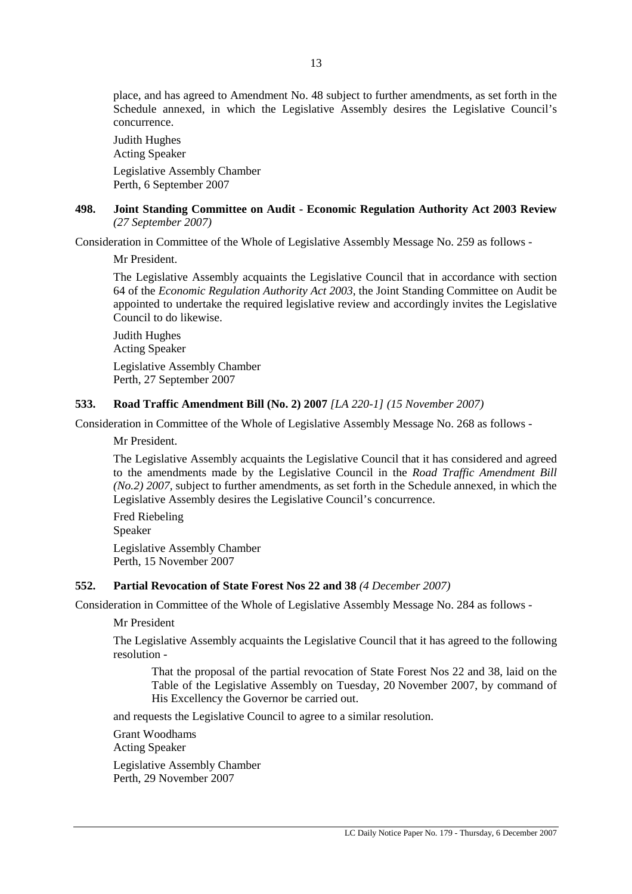place, and has agreed to Amendment No. 48 subject to further amendments, as set forth in the Schedule annexed, in which the Legislative Assembly desires the Legislative Council's concurrence.

Judith Hughes
Acting Speaker

Legislative Assembly Chamber
Perth, 6 September 2007

**498. Joint Standing Committee on Audit - Economic Regulation Authority Act 2003 Review** *(27 September 2007)*

Consideration in Committee of the Whole of Legislative Assembly Message No. 259 as follows -

Mr President.

The Legislative Assembly acquaints the Legislative Council that in accordance with section 64 of the *Economic Regulation Authority Act 2003*, the Joint Standing Committee on Audit be appointed to undertake the required legislative review and accordingly invites the Legislative Council to do likewise.

Judith Hughes
Acting Speaker

Legislative Assembly Chamber
Perth, 27 September 2007

**533. Road Traffic Amendment Bill (No. 2) 2007** *[LA 220-1] (15 November 2007)*

Consideration in Committee of the Whole of Legislative Assembly Message No. 268 as follows -

Mr President.

The Legislative Assembly acquaints the Legislative Council that it has considered and agreed to the amendments made by the Legislative Council in the *Road Traffic Amendment Bill (No.2) 2007*, subject to further amendments, as set forth in the Schedule annexed, in which the Legislative Assembly desires the Legislative Council's concurrence.

Fred Riebeling
Speaker

Legislative Assembly Chamber
Perth, 15 November 2007

**552. Partial Revocation of State Forest Nos 22 and 38** *(4 December 2007)*

Consideration in Committee of the Whole of Legislative Assembly Message No. 284 as follows -

Mr President

The Legislative Assembly acquaints the Legislative Council that it has agreed to the following resolution -

> That the proposal of the partial revocation of State Forest Nos 22 and 38, laid on the Table of the Legislative Assembly on Tuesday, 20 November 2007, by command of His Excellency the Governor be carried out.

and requests the Legislative Council to agree to a similar resolution.

Grant Woodhams
Acting Speaker

Legislative Assembly Chamber
Perth, 29 November 2007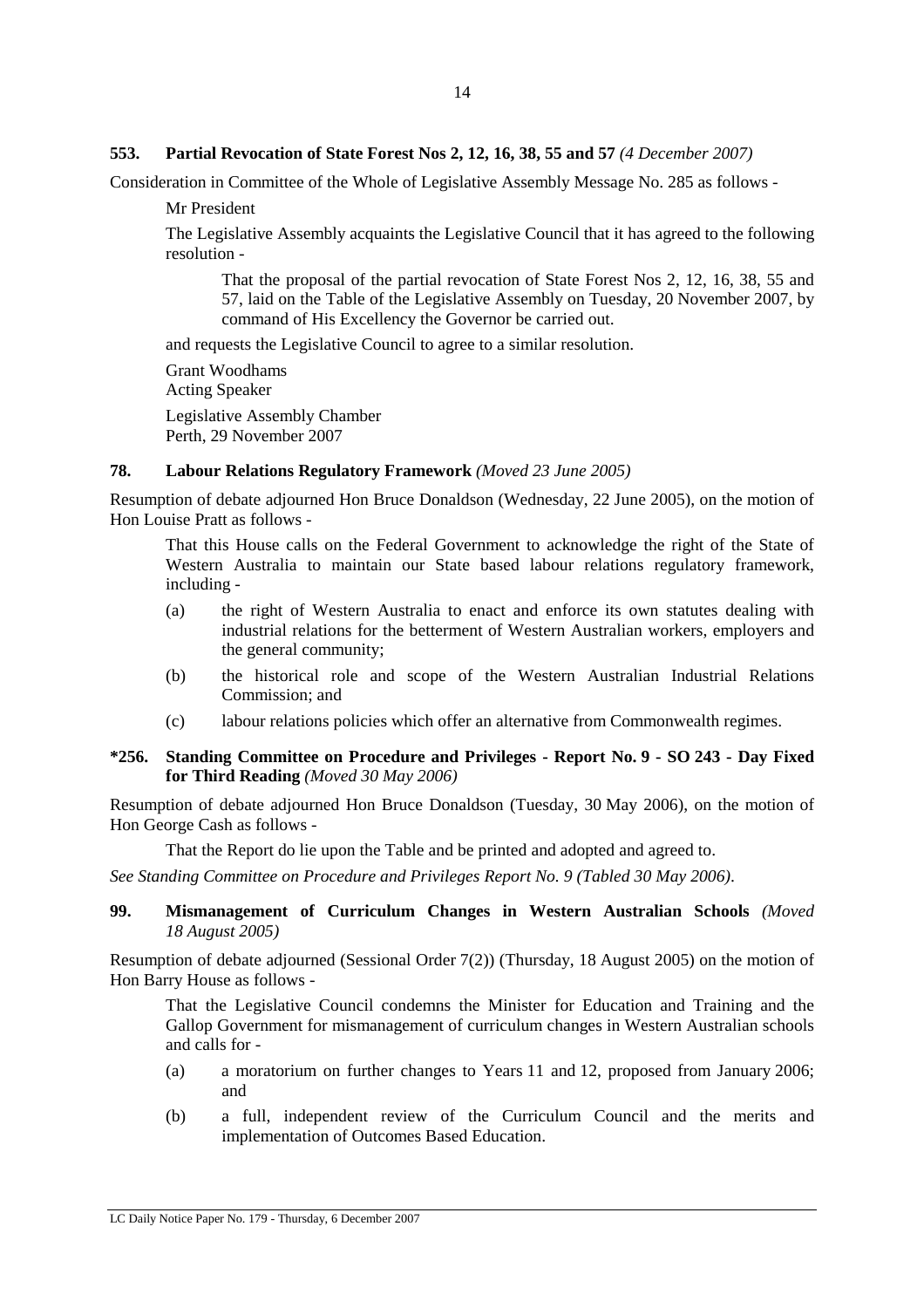**553. Partial Revocation of State Forest Nos 2, 12, 16, 38, 55 and 57** *(4 December 2007)*

Consideration in Committee of the Whole of Legislative Assembly Message No. 285 as follows -

> Mr President
>
> The Legislative Assembly acquaints the Legislative Council that it has agreed to the following resolution -
>
> > That the proposal of the partial revocation of State Forest Nos 2, 12, 16, 38, 55 and 57, laid on the Table of the Legislative Assembly on Tuesday, 20 November 2007, by command of His Excellency the Governor be carried out.
>
> and requests the Legislative Council to agree to a similar resolution.
>
> Grant Woodhams
> Acting Speaker
>
> Legislative Assembly Chamber
> Perth, 29 November 2007

**78. Labour Relations Regulatory Framework** *(Moved 23 June 2005)*

Resumption of debate adjourned Hon Bruce Donaldson (Wednesday, 22 June 2005), on the motion of Hon Louise Pratt as follows -

> That this House calls on the Federal Government to acknowledge the right of the State of Western Australia to maintain our State based labour relations regulatory framework, including -
>
> (a) the right of Western Australia to enact and enforce its own statutes dealing with industrial relations for the betterment of Western Australian workers, employers and the general community;
>
> (b) the historical role and scope of the Western Australian Industrial Relations Commission; and
>
> (c) labour relations policies which offer an alternative from Commonwealth regimes.

**\*256. Standing Committee on Procedure and Privileges - Report No. 9 - SO 243 - Day Fixed for Third Reading** *(Moved 30 May 2006)*

Resumption of debate adjourned Hon Bruce Donaldson (Tuesday, 30 May 2006), on the motion of Hon George Cash as follows -

> That the Report do lie upon the Table and be printed and adopted and agreed to.

*See Standing Committee on Procedure and Privileges Report No. 9 (Tabled 30 May 2006).*

**99. Mismanagement of Curriculum Changes in Western Australian Schools** *(Moved 18 August 2005)*

Resumption of debate adjourned (Sessional Order 7(2)) (Thursday, 18 August 2005) on the motion of Hon Barry House as follows -

> That the Legislative Council condemns the Minister for Education and Training and the Gallop Government for mismanagement of curriculum changes in Western Australian schools and calls for -
>
> (a) a moratorium on further changes to Years 11 and 12, proposed from January 2006; and
>
> (b) a full, independent review of the Curriculum Council and the merits and implementation of Outcomes Based Education.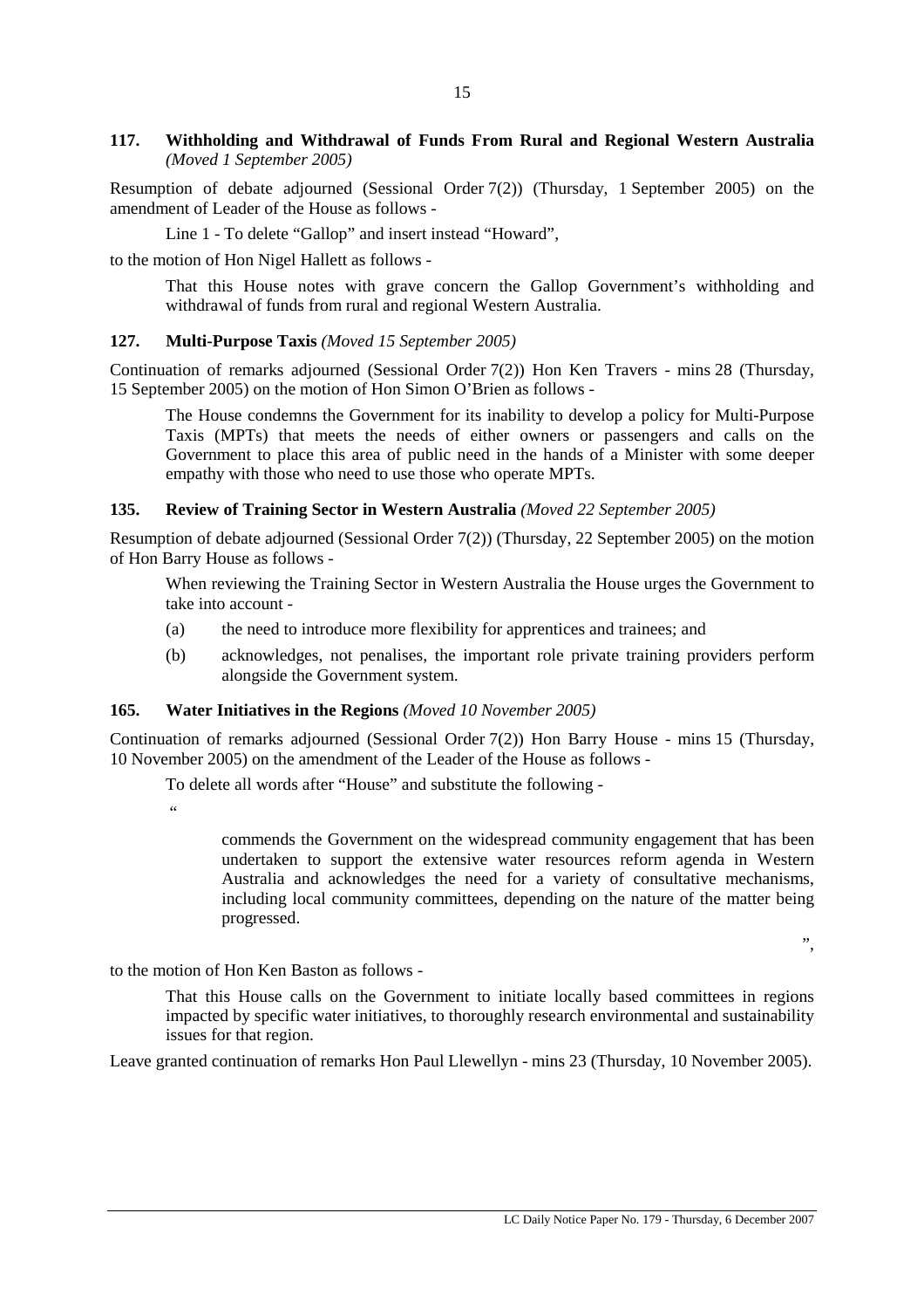**117. Withholding and Withdrawal of Funds From Rural and Regional Western Australia** *(Moved 1 September 2005)*

Resumption of debate adjourned (Sessional Order 7(2)) (Thursday, 1 September 2005) on the amendment of Leader of the House as follows -

> Line 1 - To delete "Gallop" and insert instead "Howard",

to the motion of Hon Nigel Hallett as follows -

> That this House notes with grave concern the Gallop Government's withholding and withdrawal of funds from rural and regional Western Australia.

**127. Multi-Purpose Taxis** *(Moved 15 September 2005)*

Continuation of remarks adjourned (Sessional Order 7(2)) Hon Ken Travers - mins 28 (Thursday, 15 September 2005) on the motion of Hon Simon O'Brien as follows -

> The House condemns the Government for its inability to develop a policy for Multi-Purpose Taxis (MPTs) that meets the needs of either owners or passengers and calls on the Government to place this area of public need in the hands of a Minister with some deeper empathy with those who need to use those who operate MPTs.

**135. Review of Training Sector in Western Australia** *(Moved 22 September 2005)*

Resumption of debate adjourned (Sessional Order 7(2)) (Thursday, 22 September 2005) on the motion of Hon Barry House as follows -

> When reviewing the Training Sector in Western Australia the House urges the Government to take into account -
>
> (a) the need to introduce more flexibility for apprentices and trainees; and
>
> (b) acknowledges, not penalises, the important role private training providers perform alongside the Government system.

**165. Water Initiatives in the Regions** *(Moved 10 November 2005)*

Continuation of remarks adjourned (Sessional Order 7(2)) Hon Barry House - mins 15 (Thursday, 10 November 2005) on the amendment of the Leader of the House as follows -

> To delete all words after "House" and substitute the following -
>
> "
>
> commends the Government on the widespread community engagement that has been undertaken to support the extensive water resources reform agenda in Western Australia and acknowledges the need for a variety of consultative mechanisms, including local community committees, depending on the nature of the matter being progressed.
>
> ",

to the motion of Hon Ken Baston as follows -

> That this House calls on the Government to initiate locally based committees in regions impacted by specific water initiatives, to thoroughly research environmental and sustainability issues for that region.

Leave granted continuation of remarks Hon Paul Llewellyn - mins 23 (Thursday, 10 November 2005).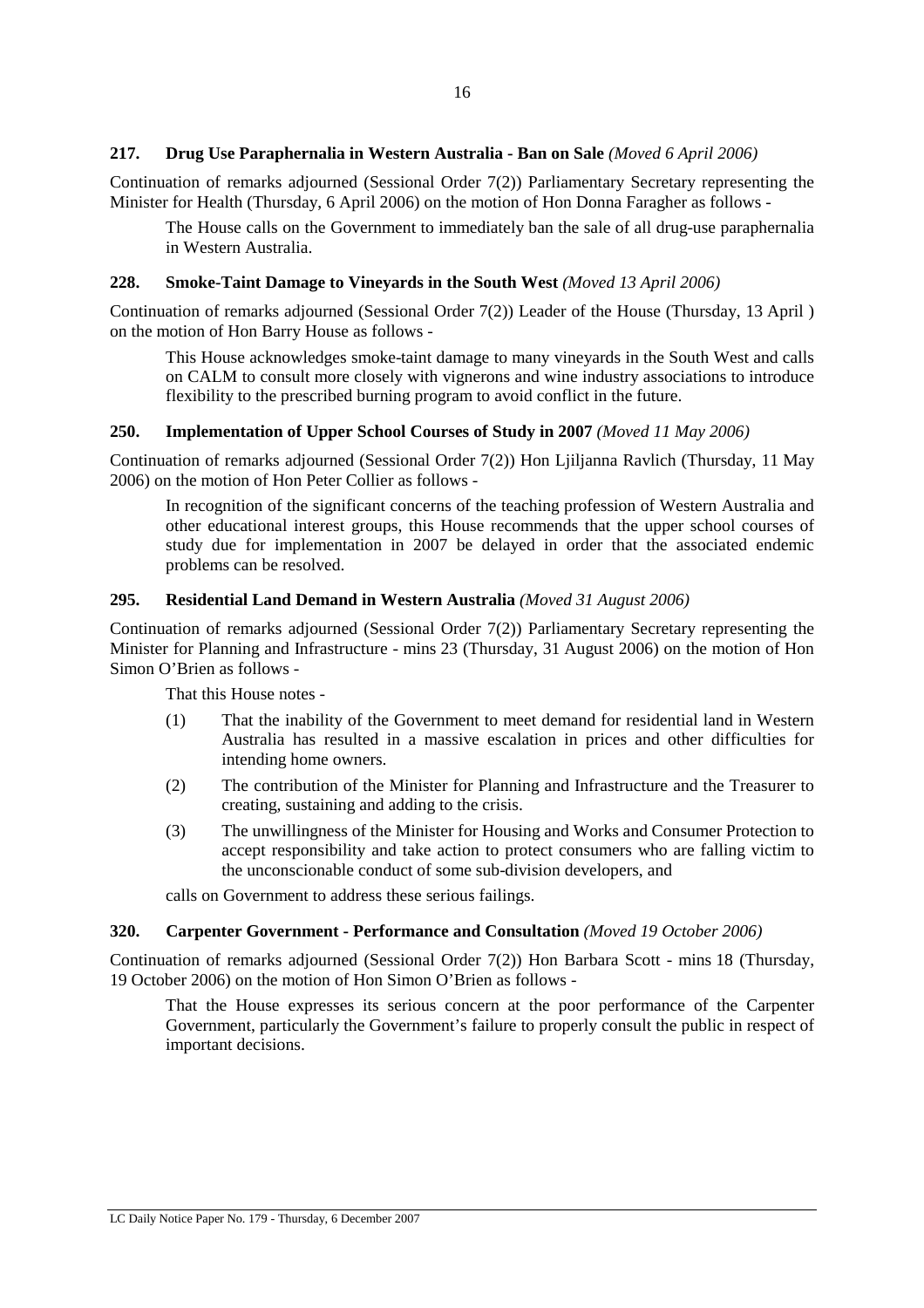**217. Drug Use Paraphernalia in Western Australia - Ban on Sale** *(Moved 6 April 2006)*

Continuation of remarks adjourned (Sessional Order 7(2)) Parliamentary Secretary representing the Minister for Health (Thursday, 6 April 2006) on the motion of Hon Donna Faragher as follows -

> The House calls on the Government to immediately ban the sale of all drug-use paraphernalia in Western Australia.

**228. Smoke-Taint Damage to Vineyards in the South West** *(Moved 13 April 2006)*

Continuation of remarks adjourned (Sessional Order 7(2)) Leader of the House (Thursday, 13 April ) on the motion of Hon Barry House as follows -

> This House acknowledges smoke-taint damage to many vineyards in the South West and calls on CALM to consult more closely with vignerons and wine industry associations to introduce flexibility to the prescribed burning program to avoid conflict in the future.

**250. Implementation of Upper School Courses of Study in 2007** *(Moved 11 May 2006)*

Continuation of remarks adjourned (Sessional Order 7(2)) Hon Ljiljanna Ravlich (Thursday, 11 May 2006) on the motion of Hon Peter Collier as follows -

> In recognition of the significant concerns of the teaching profession of Western Australia and other educational interest groups, this House recommends that the upper school courses of study due for implementation in 2007 be delayed in order that the associated endemic problems can be resolved.

**295. Residential Land Demand in Western Australia** *(Moved 31 August 2006)*

Continuation of remarks adjourned (Sessional Order 7(2)) Parliamentary Secretary representing the Minister for Planning and Infrastructure - mins 23 (Thursday, 31 August 2006) on the motion of Hon Simon O'Brien as follows -

> That this House notes -
>
> (1) That the inability of the Government to meet demand for residential land in Western Australia has resulted in a massive escalation in prices and other difficulties for intending home owners.
>
> (2) The contribution of the Minister for Planning and Infrastructure and the Treasurer to creating, sustaining and adding to the crisis.
>
> (3) The unwillingness of the Minister for Housing and Works and Consumer Protection to accept responsibility and take action to protect consumers who are falling victim to the unconscionable conduct of some sub-division developers, and
>
> calls on Government to address these serious failings.

**320. Carpenter Government - Performance and Consultation** *(Moved 19 October 2006)*

Continuation of remarks adjourned (Sessional Order 7(2)) Hon Barbara Scott - mins 18 (Thursday, 19 October 2006) on the motion of Hon Simon O'Brien as follows -

> That the House expresses its serious concern at the poor performance of the Carpenter Government, particularly the Government's failure to properly consult the public in respect of important decisions.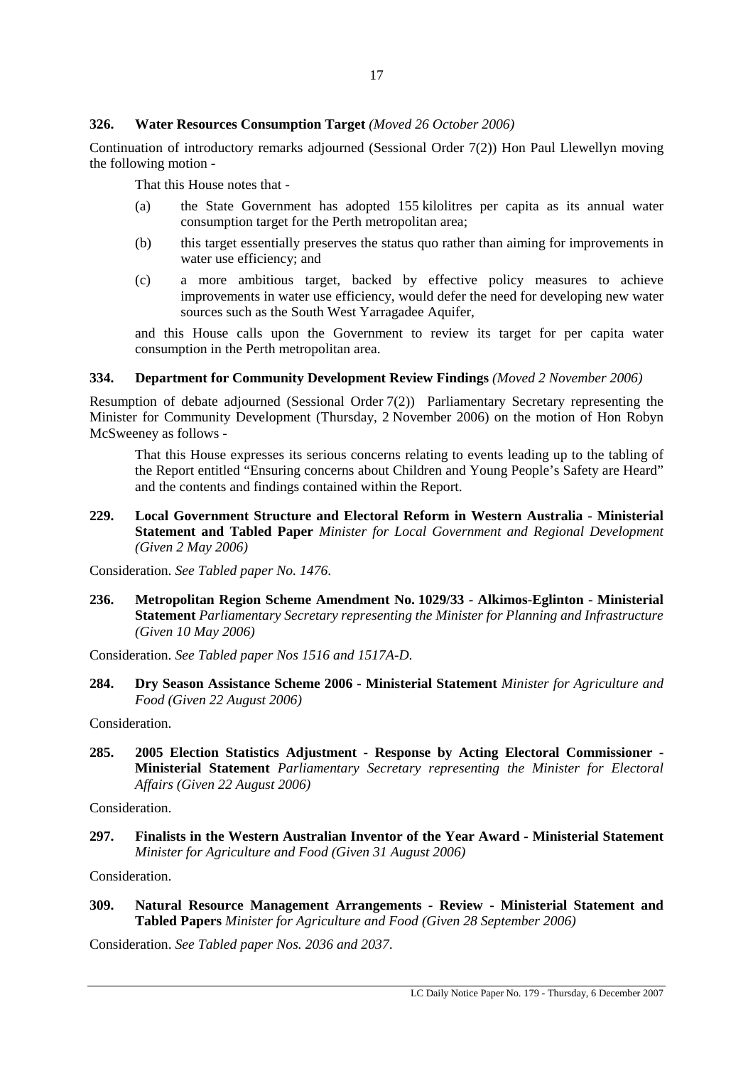**326. Water Resources Consumption Target** *(Moved 26 October 2006)*

Continuation of introductory remarks adjourned (Sessional Order 7(2)) Hon Paul Llewellyn moving the following motion -

> That this House notes that -
>
> (a) the State Government has adopted 155 kilolitres per capita as its annual water consumption target for the Perth metropolitan area;
>
> (b) this target essentially preserves the status quo rather than aiming for improvements in water use efficiency; and
>
> (c) a more ambitious target, backed by effective policy measures to achieve improvements in water use efficiency, would defer the need for developing new water sources such as the South West Yarragadee Aquifer,
>
> and this House calls upon the Government to review its target for per capita water consumption in the Perth metropolitan area.

**334. Department for Community Development Review Findings** *(Moved 2 November 2006)*

Resumption of debate adjourned (Sessional Order 7(2)) Parliamentary Secretary representing the Minister for Community Development (Thursday, 2 November 2006) on the motion of Hon Robyn McSweeney as follows -

> That this House expresses its serious concerns relating to events leading up to the tabling of the Report entitled "Ensuring concerns about Children and Young People's Safety are Heard" and the contents and findings contained within the Report.

**229. Local Government Structure and Electoral Reform in Western Australia - Ministerial Statement and Tabled Paper** *Minister for Local Government and Regional Development (Given 2 May 2006)*

Consideration. *See Tabled paper No. 1476.*

**236. Metropolitan Region Scheme Amendment No. 1029/33 - Alkimos-Eglinton - Ministerial Statement** *Parliamentary Secretary representing the Minister for Planning and Infrastructure (Given 10 May 2006)*

Consideration. *See Tabled paper Nos 1516 and 1517A-D.*

**284. Dry Season Assistance Scheme 2006 - Ministerial Statement** *Minister for Agriculture and Food (Given 22 August 2006)*

Consideration.

**285. 2005 Election Statistics Adjustment - Response by Acting Electoral Commissioner - Ministerial Statement** *Parliamentary Secretary representing the Minister for Electoral Affairs (Given 22 August 2006)*

Consideration.

**297. Finalists in the Western Australian Inventor of the Year Award - Ministerial Statement** *Minister for Agriculture and Food (Given 31 August 2006)*

Consideration.

**309. Natural Resource Management Arrangements - Review - Ministerial Statement and Tabled Papers** *Minister for Agriculture and Food (Given 28 September 2006)*

Consideration. *See Tabled paper Nos. 2036 and 2037.*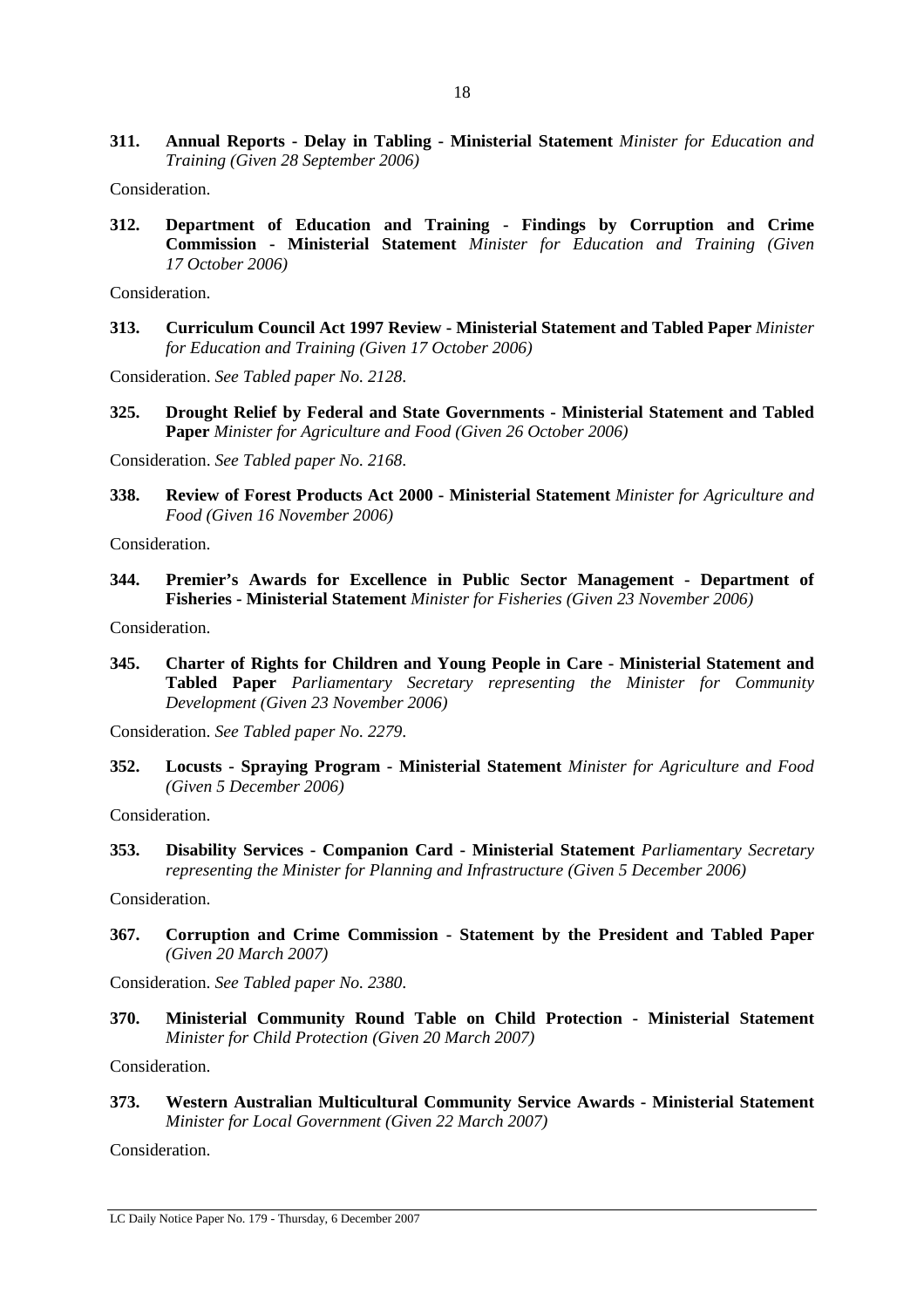**311. Annual Reports - Delay in Tabling - Ministerial Statement** *Minister for Education and Training (Given 28 September 2006)*

Consideration.

**312. Department of Education and Training - Findings by Corruption and Crime Commission - Ministerial Statement** *Minister for Education and Training (Given 17 October 2006)*

Consideration.

**313. Curriculum Council Act 1997 Review - Ministerial Statement and Tabled Paper** *Minister for Education and Training (Given 17 October 2006)*

Consideration. *See Tabled paper No. 2128*.

**325. Drought Relief by Federal and State Governments - Ministerial Statement and Tabled Paper** *Minister for Agriculture and Food (Given 26 October 2006)*

Consideration. *See Tabled paper No. 2168*.

**338. Review of Forest Products Act 2000 - Ministerial Statement** *Minister for Agriculture and Food (Given 16 November 2006)*

Consideration.

**344. Premier's Awards for Excellence in Public Sector Management - Department of Fisheries - Ministerial Statement** *Minister for Fisheries (Given 23 November 2006)*

Consideration.

**345. Charter of Rights for Children and Young People in Care - Ministerial Statement and Tabled Paper** *Parliamentary Secretary representing the Minister for Community Development (Given 23 November 2006)*

Consideration. *See Tabled paper No. 2279*.

**352. Locusts - Spraying Program - Ministerial Statement** *Minister for Agriculture and Food (Given 5 December 2006)*

Consideration.

**353. Disability Services - Companion Card - Ministerial Statement** *Parliamentary Secretary representing the Minister for Planning and Infrastructure (Given 5 December 2006)*

Consideration.

**367. Corruption and Crime Commission - Statement by the President and Tabled Paper** *(Given 20 March 2007)*

Consideration. *See Tabled paper No. 2380*.

**370. Ministerial Community Round Table on Child Protection - Ministerial Statement** *Minister for Child Protection (Given 20 March 2007)*

Consideration.

**373. Western Australian Multicultural Community Service Awards - Ministerial Statement** *Minister for Local Government (Given 22 March 2007)*

Consideration.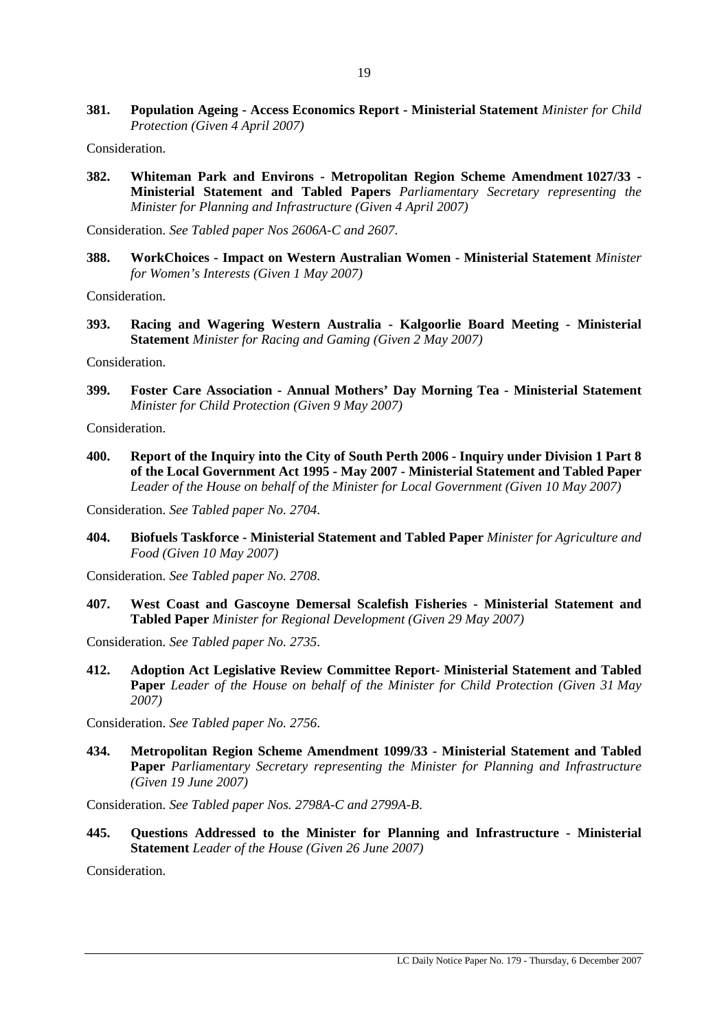**381. Population Ageing - Access Economics Report - Ministerial Statement** *Minister for Child Protection (Given 4 April 2007)*

Consideration.

**382. Whiteman Park and Environs - Metropolitan Region Scheme Amendment 1027/33 - Ministerial Statement and Tabled Papers** *Parliamentary Secretary representing the Minister for Planning and Infrastructure (Given 4 April 2007)*

Consideration. *See Tabled paper Nos 2606A-C and 2607.*

**388. WorkChoices - Impact on Western Australian Women - Ministerial Statement** *Minister for Women's Interests (Given 1 May 2007)*

Consideration.

**393. Racing and Wagering Western Australia - Kalgoorlie Board Meeting - Ministerial Statement** *Minister for Racing and Gaming (Given 2 May 2007)*

Consideration.

**399. Foster Care Association - Annual Mothers' Day Morning Tea - Ministerial Statement** *Minister for Child Protection (Given 9 May 2007)*

Consideration.

**400. Report of the Inquiry into the City of South Perth 2006 - Inquiry under Division 1 Part 8 of the Local Government Act 1995 - May 2007 - Ministerial Statement and Tabled Paper** *Leader of the House on behalf of the Minister for Local Government (Given 10 May 2007)*

Consideration. *See Tabled paper No. 2704.*

**404. Biofuels Taskforce - Ministerial Statement and Tabled Paper** *Minister for Agriculture and Food (Given 10 May 2007)*

Consideration. *See Tabled paper No. 2708.*

**407. West Coast and Gascoyne Demersal Scalefish Fisheries - Ministerial Statement and Tabled Paper** *Minister for Regional Development (Given 29 May 2007)*

Consideration. *See Tabled paper No. 2735.*

**412. Adoption Act Legislative Review Committee Report- Ministerial Statement and Tabled Paper** *Leader of the House on behalf of the Minister for Child Protection (Given 31 May 2007)*

Consideration. *See Tabled paper No. 2756.*

**434. Metropolitan Region Scheme Amendment 1099/33 - Ministerial Statement and Tabled Paper** *Parliamentary Secretary representing the Minister for Planning and Infrastructure (Given 19 June 2007)*

Consideration. *See Tabled paper Nos. 2798A-C and 2799A-B.*

**445. Questions Addressed to the Minister for Planning and Infrastructure - Ministerial Statement** *Leader of the House (Given 26 June 2007)*

Consideration.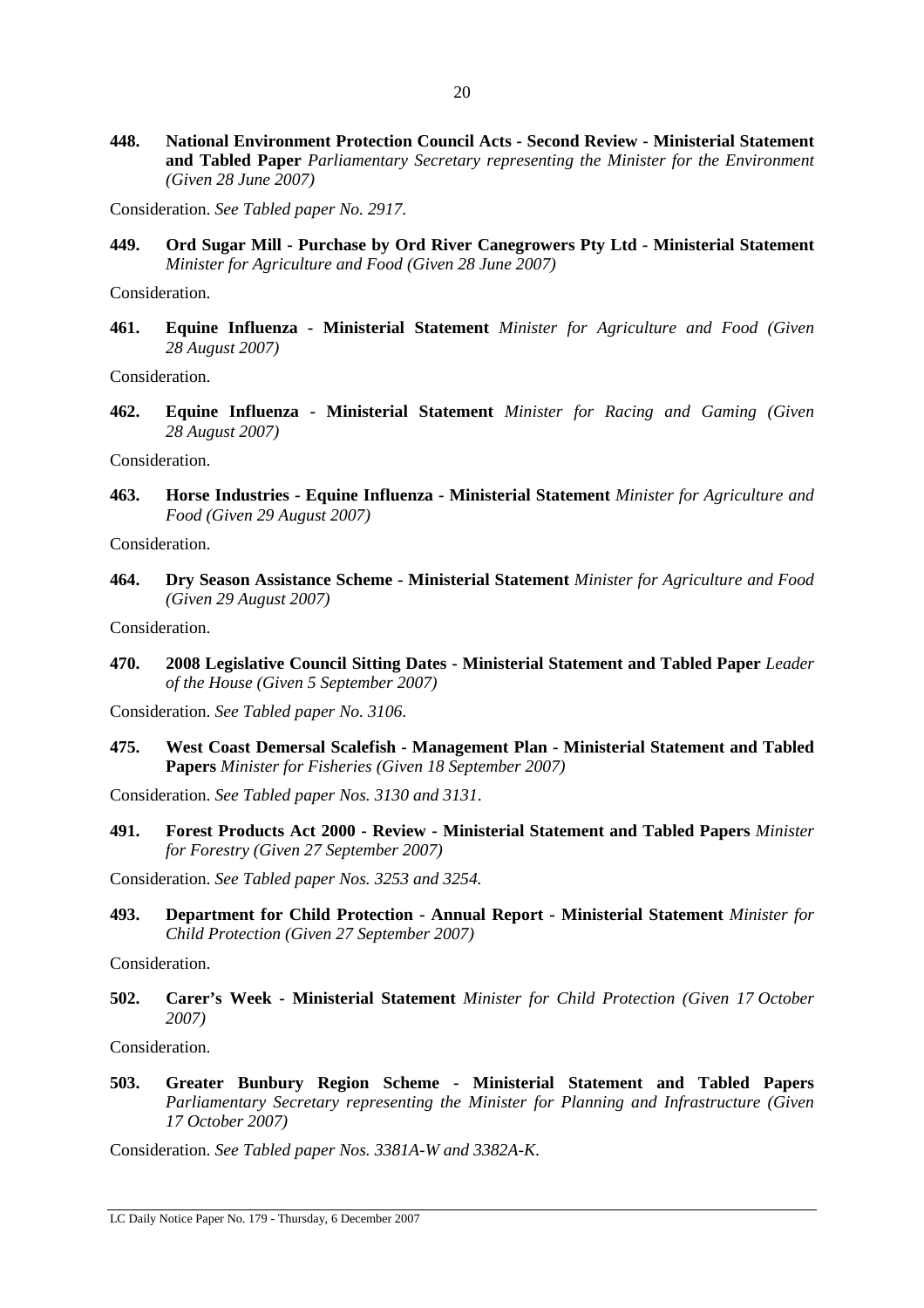**448. National Environment Protection Council Acts - Second Review - Ministerial Statement and Tabled Paper** *Parliamentary Secretary representing the Minister for the Environment (Given 28 June 2007)*

Consideration. *See Tabled paper No. 2917*.

**449. Ord Sugar Mill - Purchase by Ord River Canegrowers Pty Ltd - Ministerial Statement** *Minister for Agriculture and Food (Given 28 June 2007)*

Consideration.

**461. Equine Influenza - Ministerial Statement** *Minister for Agriculture and Food (Given 28 August 2007)*

Consideration.

**462. Equine Influenza - Ministerial Statement** *Minister for Racing and Gaming (Given 28 August 2007)*

Consideration.

**463. Horse Industries - Equine Influenza - Ministerial Statement** *Minister for Agriculture and Food (Given 29 August 2007)*

Consideration.

**464. Dry Season Assistance Scheme - Ministerial Statement** *Minister for Agriculture and Food (Given 29 August 2007)*

Consideration.

**470. 2008 Legislative Council Sitting Dates - Ministerial Statement and Tabled Paper** *Leader of the House (Given 5 September 2007)*

Consideration. *See Tabled paper No. 3106*.

**475. West Coast Demersal Scalefish - Management Plan - Ministerial Statement and Tabled Papers** *Minister for Fisheries (Given 18 September 2007)*

Consideration. *See Tabled paper Nos. 3130 and 3131*.

**491. Forest Products Act 2000 - Review - Ministerial Statement and Tabled Papers** *Minister for Forestry (Given 27 September 2007)*

Consideration. *See Tabled paper Nos. 3253 and 3254.*

**493. Department for Child Protection - Annual Report - Ministerial Statement** *Minister for Child Protection (Given 27 September 2007)*

Consideration.

**502. Carer's Week - Ministerial Statement** *Minister for Child Protection (Given 17 October 2007)*

Consideration.

**503. Greater Bunbury Region Scheme - Ministerial Statement and Tabled Papers** *Parliamentary Secretary representing the Minister for Planning and Infrastructure (Given 17 October 2007)*

Consideration. *See Tabled paper Nos. 3381A-W and 3382A-K.*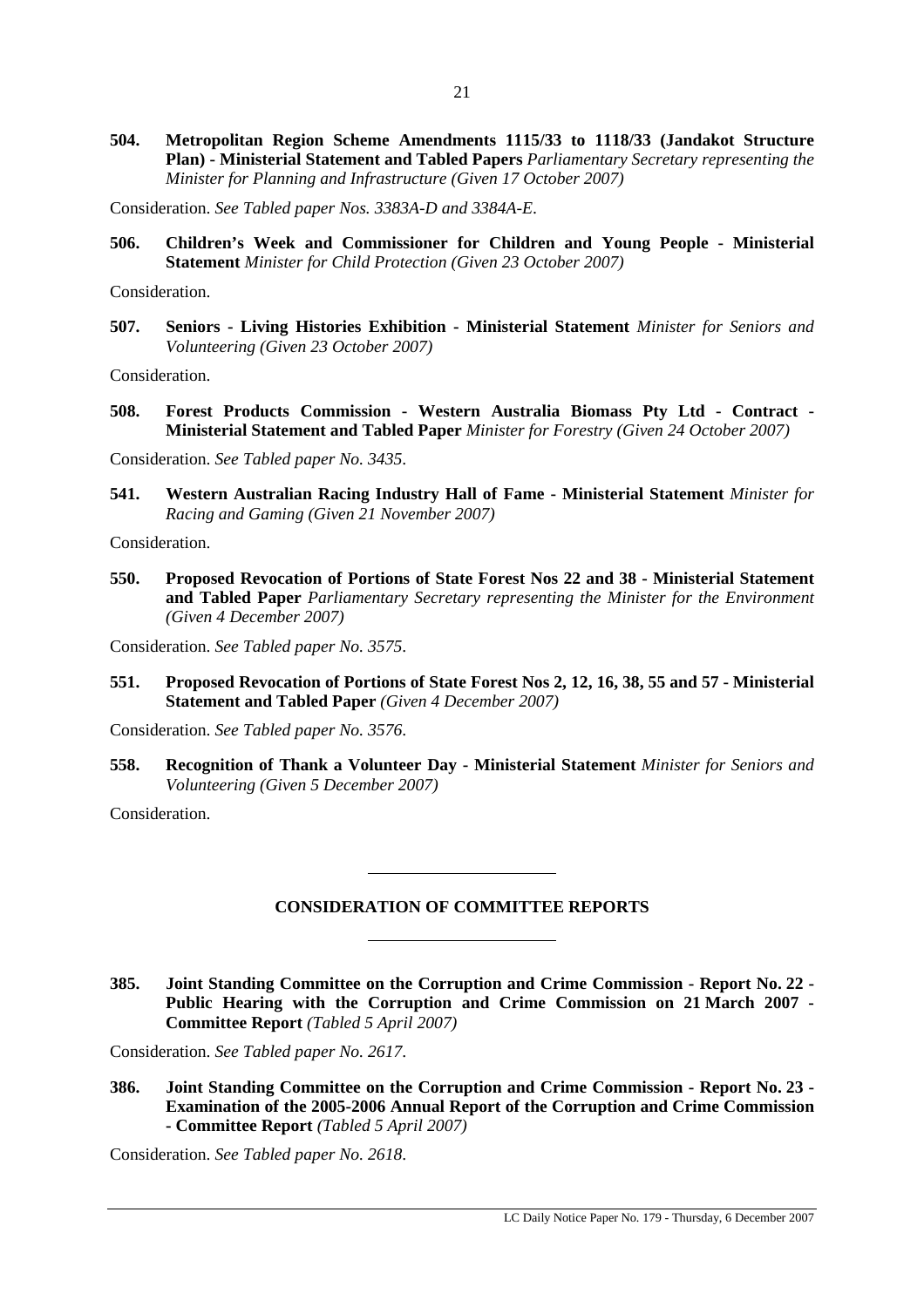**504. Metropolitan Region Scheme Amendments 1115/33 to 1118/33 (Jandakot Structure Plan) - Ministerial Statement and Tabled Papers** *Parliamentary Secretary representing the Minister for Planning and Infrastructure (Given 17 October 2007)*

Consideration. *See Tabled paper Nos. 3383A-D and 3384A-E.*

**506. Children's Week and Commissioner for Children and Young People - Ministerial Statement** *Minister for Child Protection (Given 23 October 2007)*

Consideration.

**507. Seniors - Living Histories Exhibition - Ministerial Statement** *Minister for Seniors and Volunteering (Given 23 October 2007)*

Consideration.

**508. Forest Products Commission - Western Australia Biomass Pty Ltd - Contract - Ministerial Statement and Tabled Paper** *Minister for Forestry (Given 24 October 2007)*

Consideration. *See Tabled paper No. 3435.*

**541. Western Australian Racing Industry Hall of Fame - Ministerial Statement** *Minister for Racing and Gaming (Given 21 November 2007)*

Consideration.

**550. Proposed Revocation of Portions of State Forest Nos 22 and 38 - Ministerial Statement and Tabled Paper** *Parliamentary Secretary representing the Minister for the Environment (Given 4 December 2007)*

Consideration. *See Tabled paper No. 3575.*

**551. Proposed Revocation of Portions of State Forest Nos 2, 12, 16, 38, 55 and 57 - Ministerial Statement and Tabled Paper** *(Given 4 December 2007)*

Consideration. *See Tabled paper No. 3576.*

**558. Recognition of Thank a Volunteer Day - Ministerial Statement** *Minister for Seniors and Volunteering (Given 5 December 2007)*

Consideration.

## CONSIDERATION OF COMMITTEE REPORTS

**385. Joint Standing Committee on the Corruption and Crime Commission - Report No. 22 - Public Hearing with the Corruption and Crime Commission on 21 March 2007 - Committee Report** *(Tabled 5 April 2007)*

Consideration. *See Tabled paper No. 2617.*

**386. Joint Standing Committee on the Corruption and Crime Commission - Report No. 23 - Examination of the 2005-2006 Annual Report of the Corruption and Crime Commission - Committee Report** *(Tabled 5 April 2007)*

Consideration. *See Tabled paper No. 2618.*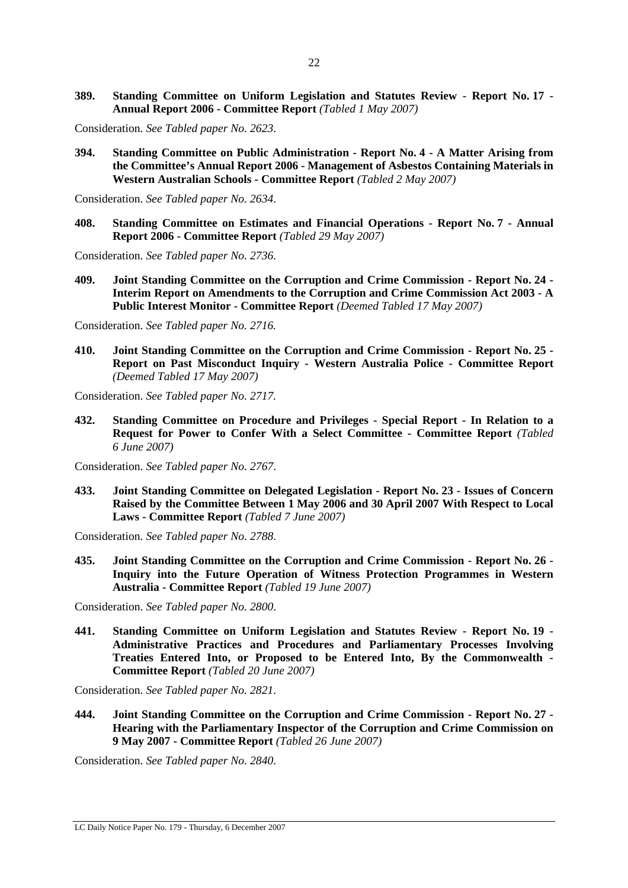**389. Standing Committee on Uniform Legislation and Statutes Review - Report No. 17 - Annual Report 2006 - Committee Report** *(Tabled 1 May 2007)*

Consideration. *See Tabled paper No. 2623*.

**394. Standing Committee on Public Administration - Report No. 4 - A Matter Arising from the Committee's Annual Report 2006 - Management of Asbestos Containing Materials in Western Australian Schools - Committee Report** *(Tabled 2 May 2007)*

Consideration. *See Tabled paper No. 2634*.

**408. Standing Committee on Estimates and Financial Operations - Report No. 7 - Annual Report 2006 - Committee Report** *(Tabled 29 May 2007)*

Consideration. *See Tabled paper No. 2736.*

**409. Joint Standing Committee on the Corruption and Crime Commission - Report No. 24 - Interim Report on Amendments to the Corruption and Crime Commission Act 2003 - A Public Interest Monitor - Committee Report** *(Deemed Tabled 17 May 2007)*

Consideration. *See Tabled paper No. 2716.*

**410. Joint Standing Committee on the Corruption and Crime Commission - Report No. 25 - Report on Past Misconduct Inquiry - Western Australia Police - Committee Report** *(Deemed Tabled 17 May 2007)*

Consideration. *See Tabled paper No. 2717.*

**432. Standing Committee on Procedure and Privileges - Special Report - In Relation to a Request for Power to Confer With a Select Committee - Committee Report** *(Tabled 6 June 2007)*

Consideration. *See Tabled paper No. 2767.*

**433. Joint Standing Committee on Delegated Legislation - Report No. 23 - Issues of Concern Raised by the Committee Between 1 May 2006 and 30 April 2007 With Respect to Local Laws - Committee Report** *(Tabled 7 June 2007)*

Consideration. *See Tabled paper No. 2788*.

**435. Joint Standing Committee on the Corruption and Crime Commission - Report No. 26 - Inquiry into the Future Operation of Witness Protection Programmes in Western Australia - Committee Report** *(Tabled 19 June 2007)*

Consideration. *See Tabled paper No. 2800*.

**441. Standing Committee on Uniform Legislation and Statutes Review - Report No. 19 - Administrative Practices and Procedures and Parliamentary Processes Involving Treaties Entered Into, or Proposed to be Entered Into, By the Commonwealth - Committee Report** *(Tabled 20 June 2007)*

Consideration. *See Tabled paper No. 2821*.

**444. Joint Standing Committee on the Corruption and Crime Commission - Report No. 27 - Hearing with the Parliamentary Inspector of the Corruption and Crime Commission on 9 May 2007 - Committee Report** *(Tabled 26 June 2007)*

Consideration. *See Tabled paper No. 2840*.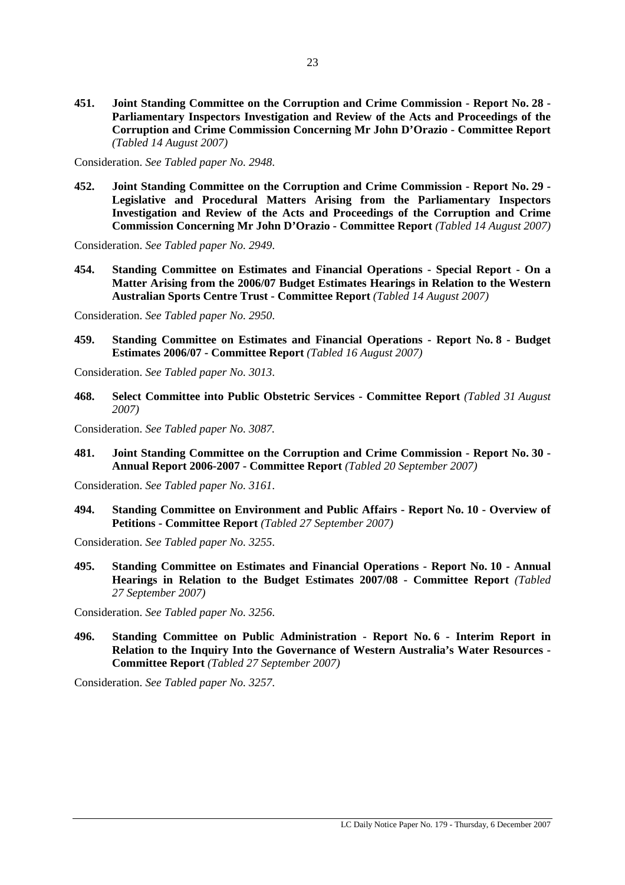**451. Joint Standing Committee on the Corruption and Crime Commission - Report No. 28 - Parliamentary Inspectors Investigation and Review of the Acts and Proceedings of the Corruption and Crime Commission Concerning Mr John D'Orazio - Committee Report** *(Tabled 14 August 2007)*

Consideration. *See Tabled paper No. 2948*.

**452. Joint Standing Committee on the Corruption and Crime Commission - Report No. 29 - Legislative and Procedural Matters Arising from the Parliamentary Inspectors Investigation and Review of the Acts and Proceedings of the Corruption and Crime Commission Concerning Mr John D'Orazio - Committee Report** *(Tabled 14 August 2007)*

Consideration. *See Tabled paper No. 2949*.

**454. Standing Committee on Estimates and Financial Operations - Special Report - On a Matter Arising from the 2006/07 Budget Estimates Hearings in Relation to the Western Australian Sports Centre Trust - Committee Report** *(Tabled 14 August 2007)*

Consideration. *See Tabled paper No. 2950*.

**459. Standing Committee on Estimates and Financial Operations - Report No. 8 - Budget Estimates 2006/07 - Committee Report** *(Tabled 16 August 2007)*

Consideration. *See Tabled paper No. 3013*.

**468. Select Committee into Public Obstetric Services - Committee Report** *(Tabled 31 August 2007)*

Consideration. *See Tabled paper No. 3087.*

**481. Joint Standing Committee on the Corruption and Crime Commission - Report No. 30 - Annual Report 2006-2007 - Committee Report** *(Tabled 20 September 2007)*

Consideration. *See Tabled paper No. 3161*.

**494. Standing Committee on Environment and Public Affairs - Report No. 10 - Overview of Petitions - Committee Report** *(Tabled 27 September 2007)*

Consideration. *See Tabled paper No. 3255*.

**495. Standing Committee on Estimates and Financial Operations - Report No. 10 - Annual Hearings in Relation to the Budget Estimates 2007/08 - Committee Report** *(Tabled 27 September 2007)*

Consideration. *See Tabled paper No. 3256*.

**496. Standing Committee on Public Administration - Report No. 6 - Interim Report in Relation to the Inquiry Into the Governance of Western Australia's Water Resources - Committee Report** *(Tabled 27 September 2007)*

Consideration. *See Tabled paper No. 3257*.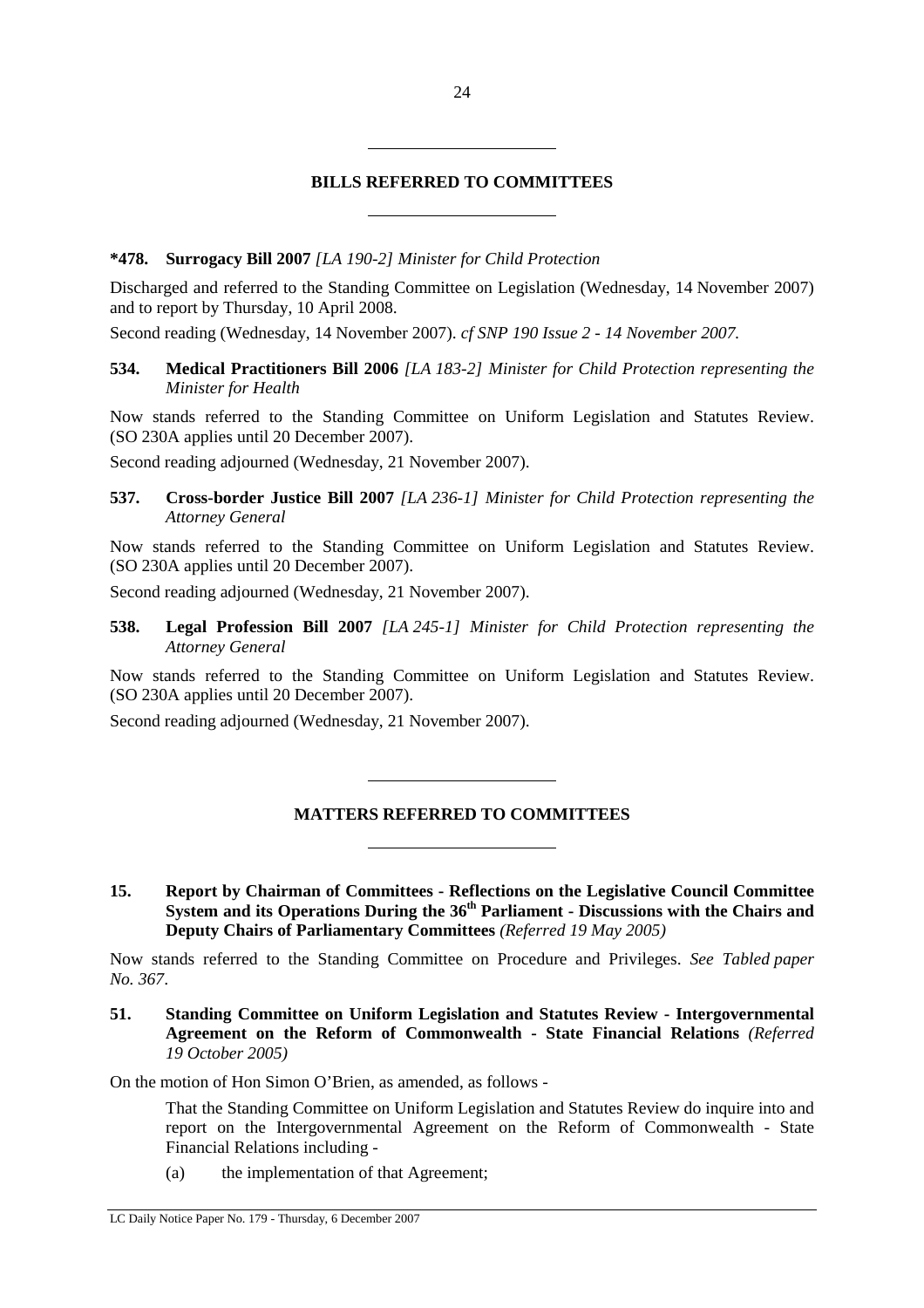## BILLS REFERRED TO COMMITTEES

**\*478. Surrogacy Bill 2007** *[LA 190-2] Minister for Child Protection*

Discharged and referred to the Standing Committee on Legislation (Wednesday, 14 November 2007) and to report by Thursday, 10 April 2008.

Second reading (Wednesday, 14 November 2007). *cf SNP 190 Issue 2 - 14 November 2007.*

**534. Medical Practitioners Bill 2006** *[LA 183-2] Minister for Child Protection representing the Minister for Health*

Now stands referred to the Standing Committee on Uniform Legislation and Statutes Review. (SO 230A applies until 20 December 2007).

Second reading adjourned (Wednesday, 21 November 2007).

**537. Cross-border Justice Bill 2007** *[LA 236-1] Minister for Child Protection representing the Attorney General*

Now stands referred to the Standing Committee on Uniform Legislation and Statutes Review. (SO 230A applies until 20 December 2007).

Second reading adjourned (Wednesday, 21 November 2007).

**538. Legal Profession Bill 2007** *[LA 245-1] Minister for Child Protection representing the Attorney General*

Now stands referred to the Standing Committee on Uniform Legislation and Statutes Review. (SO 230A applies until 20 December 2007).

Second reading adjourned (Wednesday, 21 November 2007).

## MATTERS REFERRED TO COMMITTEES

**15. Report by Chairman of Committees - Reflections on the Legislative Council Committee System and its Operations During the 36th Parliament - Discussions with the Chairs and Deputy Chairs of Parliamentary Committees** *(Referred 19 May 2005)*

Now stands referred to the Standing Committee on Procedure and Privileges. *See Tabled paper No. 367.*

**51. Standing Committee on Uniform Legislation and Statutes Review - Intergovernmental Agreement on the Reform of Commonwealth - State Financial Relations** *(Referred 19 October 2005)*

On the motion of Hon Simon O'Brien, as amended, as follows -

> That the Standing Committee on Uniform Legislation and Statutes Review do inquire into and report on the Intergovernmental Agreement on the Reform of Commonwealth - State Financial Relations including -
>
> (a) the implementation of that Agreement;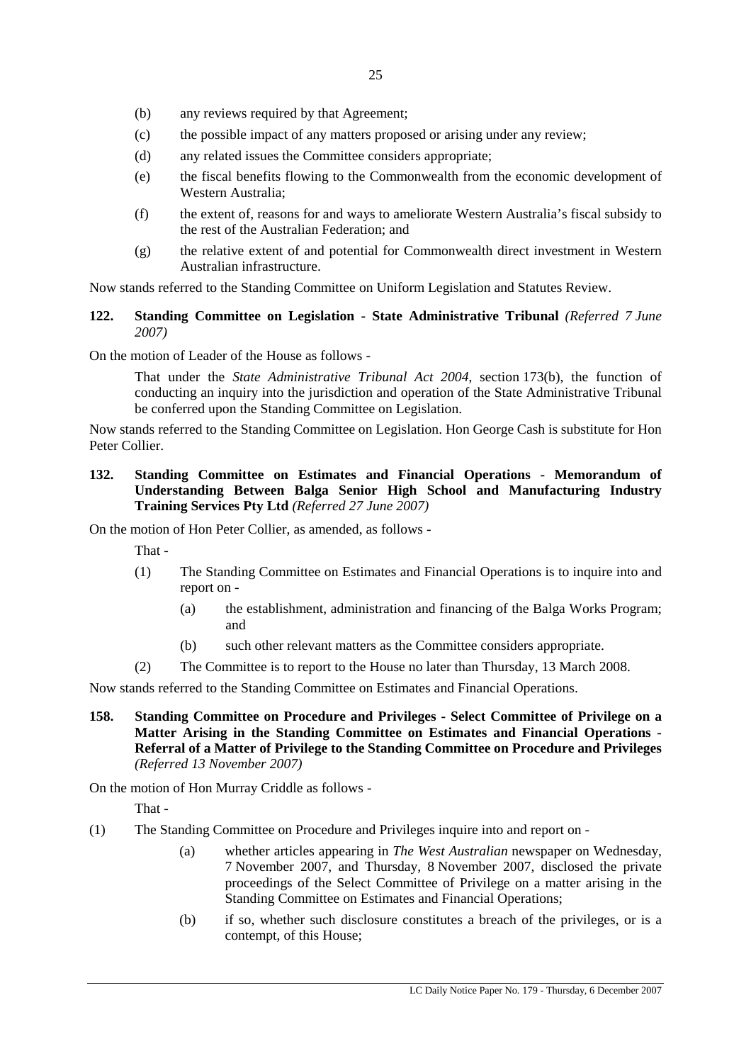(b) any reviews required by that Agreement;

(c) the possible impact of any matters proposed or arising under any review;

(d) any related issues the Committee considers appropriate;

(e) the fiscal benefits flowing to the Commonwealth from the economic development of Western Australia;

(f) the extent of, reasons for and ways to ameliorate Western Australia's fiscal subsidy to the rest of the Australian Federation; and

(g) the relative extent of and potential for Commonwealth direct investment in Western Australian infrastructure.

Now stands referred to the Standing Committee on Uniform Legislation and Statutes Review.

**122. Standing Committee on Legislation - State Administrative Tribunal** *(Referred 7 June 2007)*

On the motion of Leader of the House as follows -

> That under the *State Administrative Tribunal Act 2004*, section 173(b), the function of conducting an inquiry into the jurisdiction and operation of the State Administrative Tribunal be conferred upon the Standing Committee on Legislation.

Now stands referred to the Standing Committee on Legislation. Hon George Cash is substitute for Hon Peter Collier.

**132. Standing Committee on Estimates and Financial Operations - Memorandum of Understanding Between Balga Senior High School and Manufacturing Industry Training Services Pty Ltd** *(Referred 27 June 2007)*

On the motion of Hon Peter Collier, as amended, as follows -

That -

(1) The Standing Committee on Estimates and Financial Operations is to inquire into and report on -

  (a) the establishment, administration and financing of the Balga Works Program; and

  (b) such other relevant matters as the Committee considers appropriate.

(2) The Committee is to report to the House no later than Thursday, 13 March 2008.

Now stands referred to the Standing Committee on Estimates and Financial Operations.

**158. Standing Committee on Procedure and Privileges - Select Committee of Privilege on a Matter Arising in the Standing Committee on Estimates and Financial Operations - Referral of a Matter of Privilege to the Standing Committee on Procedure and Privileges** *(Referred 13 November 2007)*

On the motion of Hon Murray Criddle as follows -

That -

(1) The Standing Committee on Procedure and Privileges inquire into and report on -

  (a) whether articles appearing in *The West Australian* newspaper on Wednesday, 7 November 2007, and Thursday, 8 November 2007, disclosed the private proceedings of the Select Committee of Privilege on a matter arising in the Standing Committee on Estimates and Financial Operations;

  (b) if so, whether such disclosure constitutes a breach of the privileges, or is a contempt, of this House;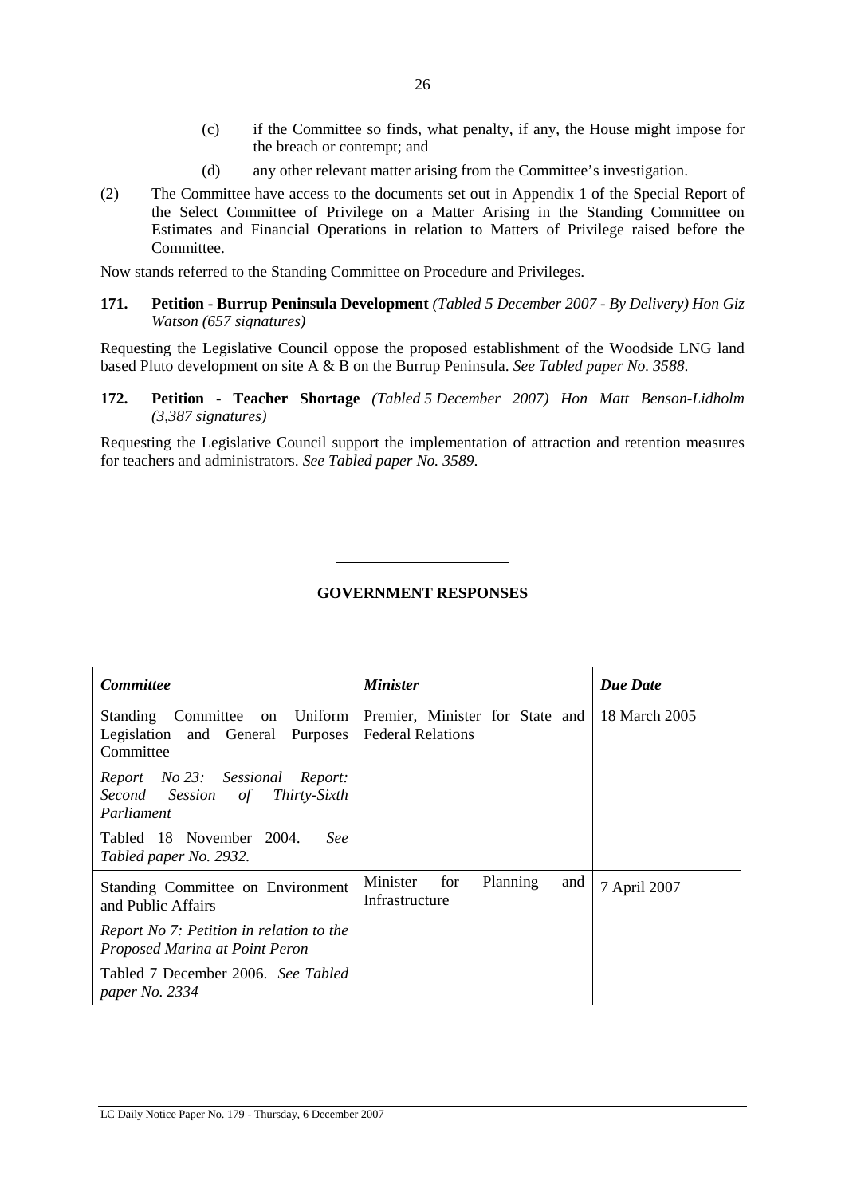(c) if the Committee so finds, what penalty, if any, the House might impose for the breach or contempt; and

(d) any other relevant matter arising from the Committee's investigation.

(2) The Committee have access to the documents set out in Appendix 1 of the Special Report of the Select Committee of Privilege on a Matter Arising in the Standing Committee on Estimates and Financial Operations in relation to Matters of Privilege raised before the Committee.

Now stands referred to the Standing Committee on Procedure and Privileges.

**171. Petition - Burrup Peninsula Development** *(Tabled 5 December 2007 - By Delivery) Hon Giz Watson (657 signatures)*

Requesting the Legislative Council oppose the proposed establishment of the Woodside LNG land based Pluto development on site A & B on the Burrup Peninsula. *See Tabled paper No. 3588*.

**172. Petition - Teacher Shortage** *(Tabled 5 December 2007) Hon Matt Benson-Lidholm (3,387 signatures)*

Requesting the Legislative Council support the implementation of attraction and retention measures for teachers and administrators. *See Tabled paper No. 3589*.

## GOVERNMENT RESPONSES

| ***Committee*** | ***Minister*** | ***Due Date*** |
|---|---|---|
| Standing Committee on Uniform Legislation and General Purposes Committee<br>*Report No 23: Sessional Report: Second Session of Thirty-Sixth Parliament*<br>Tabled 18 November 2004. *See Tabled paper No. 2932.* | Premier, Minister for State and Federal Relations | 18 March 2005 |
| Standing Committee on Environment and Public Affairs<br>*Report No 7: Petition in relation to the Proposed Marina at Point Peron*<br>Tabled 7 December 2006. *See Tabled paper No. 2334* | Minister for Planning and Infrastructure | 7 April 2007 |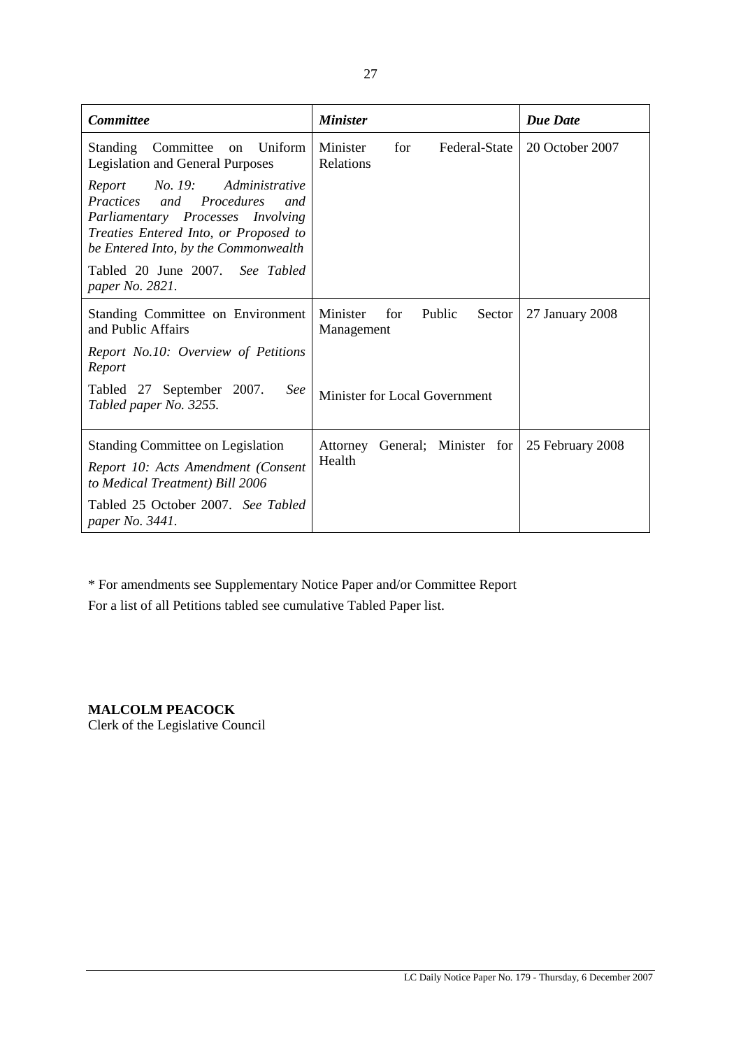| ***Committee*** | ***Minister*** | ***Due Date*** |
|---|---|---|
| Standing Committee on Uniform Legislation and General Purposes<br>*Report No. 19: Administrative Practices and Procedures and Parliamentary Processes Involving Treaties Entered Into, or Proposed to be Entered Into, by the Commonwealth*<br>Tabled 20 June 2007. *See Tabled paper No. 2821.* | Minister for Federal-State Relations | 20 October 2007 |
| Standing Committee on Environment and Public Affairs<br>*Report No.10: Overview of Petitions Report*<br>Tabled 27 September 2007. *See Tabled paper No. 3255.* | Minister for Public Sector Management<br>Minister for Local Government | 27 January 2008 |
| Standing Committee on Legislation<br>*Report 10: Acts Amendment (Consent to Medical Treatment) Bill 2006*<br>Tabled 25 October 2007. *See Tabled paper No. 3441.* | Attorney General; Minister for Health | 25 February 2008 |

* For amendments see Supplementary Notice Paper and/or Committee Report

For a list of all Petitions tabled see cumulative Tabled Paper list.

**MALCOLM PEACOCK**
Clerk of the Legislative Council